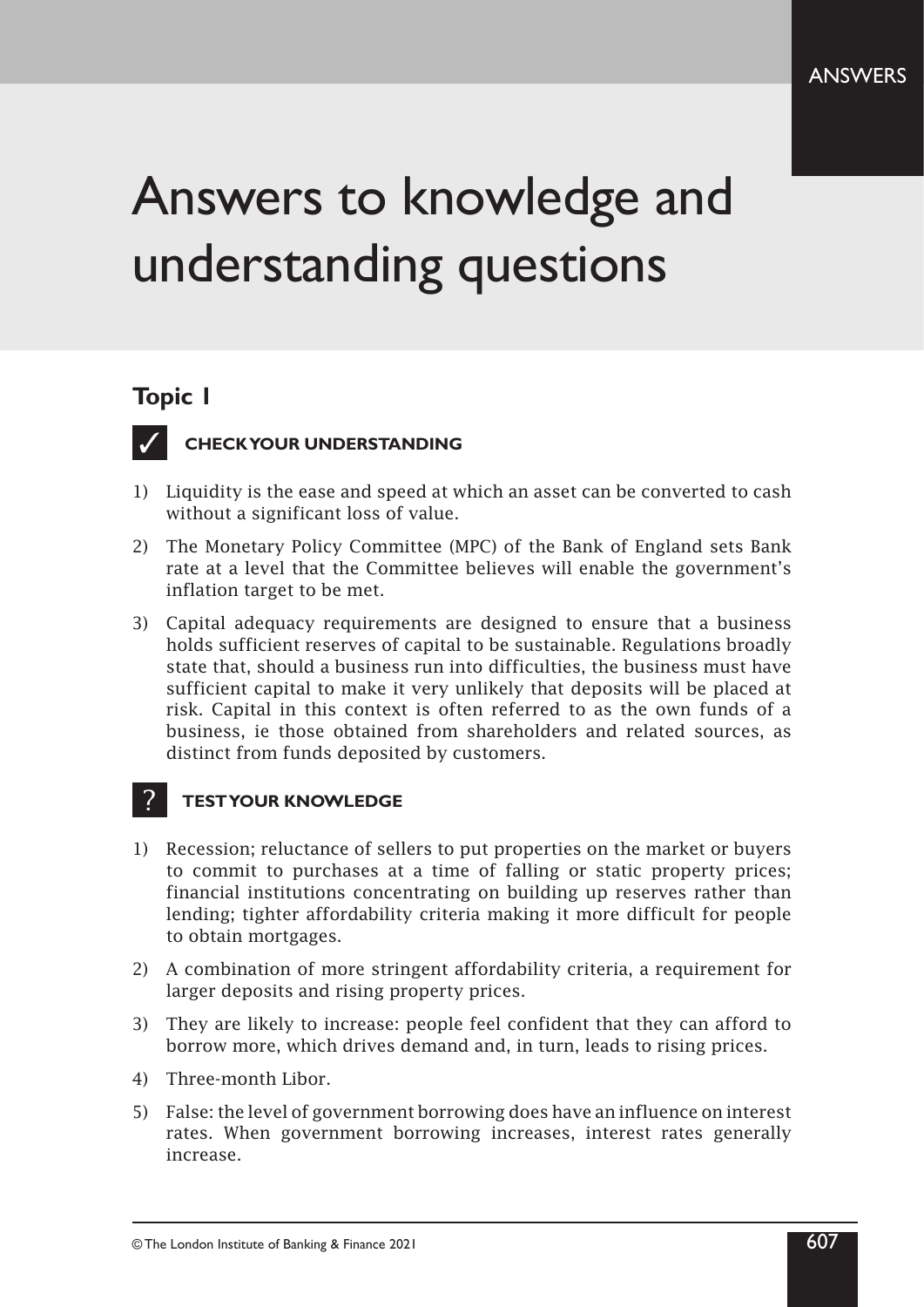# Answers to knowledge and understanding questions

## Topic 1

### CHECK YOUR UNDERSTANDING

1) Liquidity is the ease and speed at which an asset can be converted to cash without a significant loss of value.
2) The Monetary Policy Committee (MPC) of the Bank of England sets Bank rate at a level that the Committee believes will enable the government's inflation target to be met.
3) Capital adequacy requirements are designed to ensure that a business holds sufficient reserves of capital to be sustainable. Regulations broadly state that, should a business run into difficulties, the business must have sufficient capital to make it very unlikely that deposits will be placed at risk. Capital in this context is often referred to as the own funds of a business, ie those obtained from shareholders and related sources, as distinct from funds deposited by customers.

### TEST YOUR KNOWLEDGE

1) Recession; reluctance of sellers to put properties on the market or buyers to commit to purchases at a time of falling or static property prices; financial institutions concentrating on building up reserves rather than lending; tighter affordability criteria making it more difficult for people to obtain mortgages.
2) A combination of more stringent affordability criteria, a requirement for larger deposits and rising property prices.
3) They are likely to increase: people feel confident that they can afford to borrow more, which drives demand and, in turn, leads to rising prices.
4) Three-month Libor.
5) False: the level of government borrowing does have an influence on interest rates. When government borrowing increases, interest rates generally increase.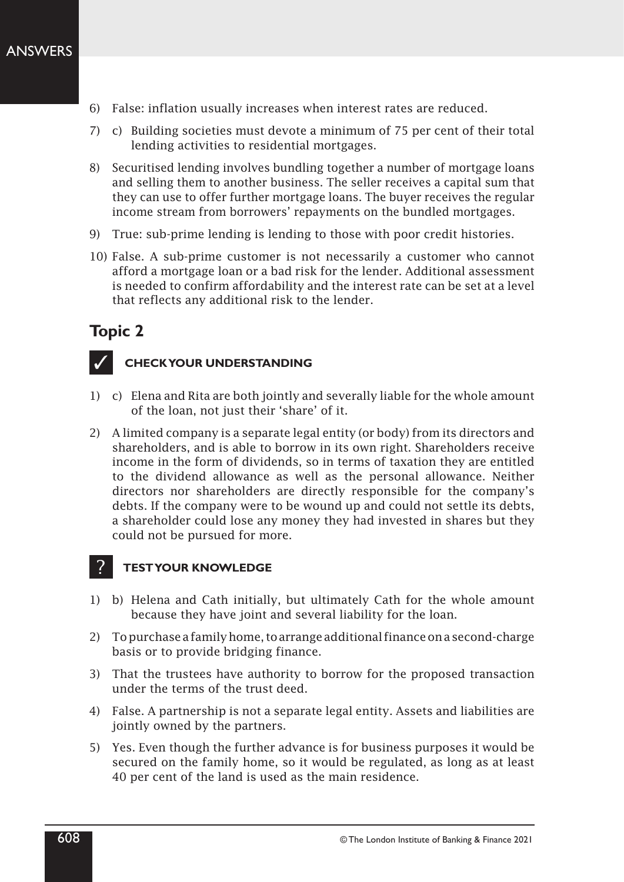6) False: inflation usually increases when interest rates are reduced.

7) c) Building societies must devote a minimum of 75 per cent of their total lending activities to residential mortgages.

8) Securitised lending involves bundling together a number of mortgage loans and selling them to another business. The seller receives a capital sum that they can use to offer further mortgage loans. The buyer receives the regular income stream from borrowers' repayments on the bundled mortgages.

9) True: sub-prime lending is lending to those with poor credit histories.

10) False. A sub-prime customer is not necessarily a customer who cannot afford a mortgage loan or a bad risk for the lender. Additional assessment is needed to confirm affordability and the interest rate can be set at a level that reflects any additional risk to the lender.

## Topic 2

### ✓ CHECK YOUR UNDERSTANDING

1) c) Elena and Rita are both jointly and severally liable for the whole amount of the loan, not just their 'share' of it.

2) A limited company is a separate legal entity (or body) from its directors and shareholders, and is able to borrow in its own right. Shareholders receive income in the form of dividends, so in terms of taxation they are entitled to the dividend allowance as well as the personal allowance. Neither directors nor shareholders are directly responsible for the company's debts. If the company were to be wound up and could not settle its debts, a shareholder could lose any money they had invested in shares but they could not be pursued for more.

### ? TEST YOUR KNOWLEDGE

1) b) Helena and Cath initially, but ultimately Cath for the whole amount because they have joint and several liability for the loan.

2) To purchase a family home, to arrange additional finance on a second-charge basis or to provide bridging finance.

3) That the trustees have authority to borrow for the proposed transaction under the terms of the trust deed.

4) False. A partnership is not a separate legal entity. Assets and liabilities are jointly owned by the partners.

5) Yes. Even though the further advance is for business purposes it would be secured on the family home, so it would be regulated, as long as at least 40 per cent of the land is used as the main residence.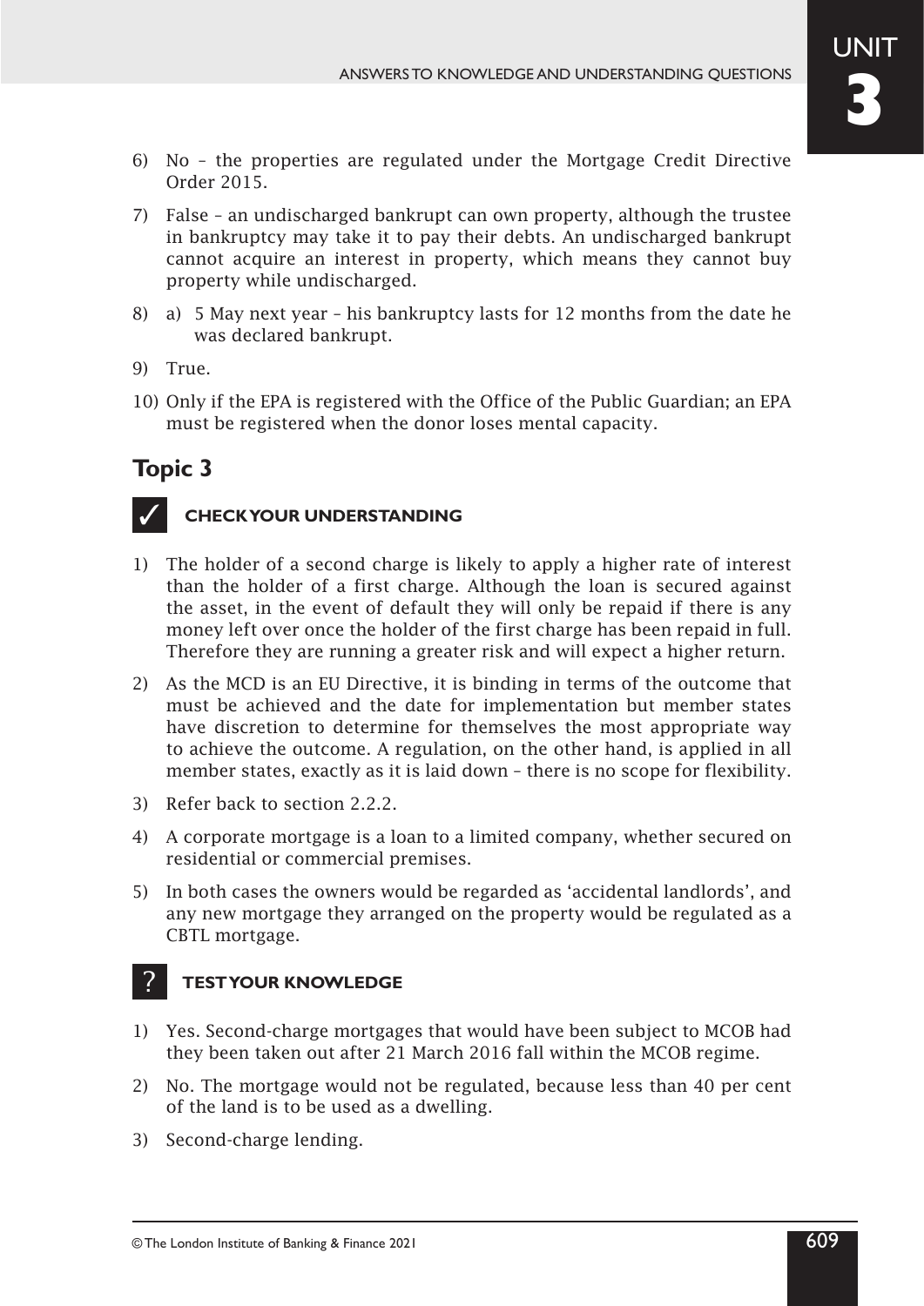6) No – the properties are regulated under the Mortgage Credit Directive Order 2015.

7) False – an undischarged bankrupt can own property, although the trustee in bankruptcy may take it to pay their debts. An undischarged bankrupt cannot acquire an interest in property, which means they cannot buy property while undischarged.

8) a) 5 May next year – his bankruptcy lasts for 12 months from the date he was declared bankrupt.

9) True.

10) Only if the EPA is registered with the Office of the Public Guardian; an EPA must be registered when the donor loses mental capacity.

## Topic 3

### ✓ CHECK YOUR UNDERSTANDING

1) The holder of a second charge is likely to apply a higher rate of interest than the holder of a first charge. Although the loan is secured against the asset, in the event of default they will only be repaid if there is any money left over once the holder of the first charge has been repaid in full. Therefore they are running a greater risk and will expect a higher return.

2) As the MCD is an EU Directive, it is binding in terms of the outcome that must be achieved and the date for implementation but member states have discretion to determine for themselves the most appropriate way to achieve the outcome. A regulation, on the other hand, is applied in all member states, exactly as it is laid down – there is no scope for flexibility.

3) Refer back to section 2.2.2.

4) A corporate mortgage is a loan to a limited company, whether secured on residential or commercial premises.

5) In both cases the owners would be regarded as 'accidental landlords', and any new mortgage they arranged on the property would be regulated as a CBTL mortgage.

### ? TEST YOUR KNOWLEDGE

1) Yes. Second-charge mortgages that would have been subject to MCOB had they been taken out after 21 March 2016 fall within the MCOB regime.

2) No. The mortgage would not be regulated, because less than 40 per cent of the land is to be used as a dwelling.

3) Second-charge lending.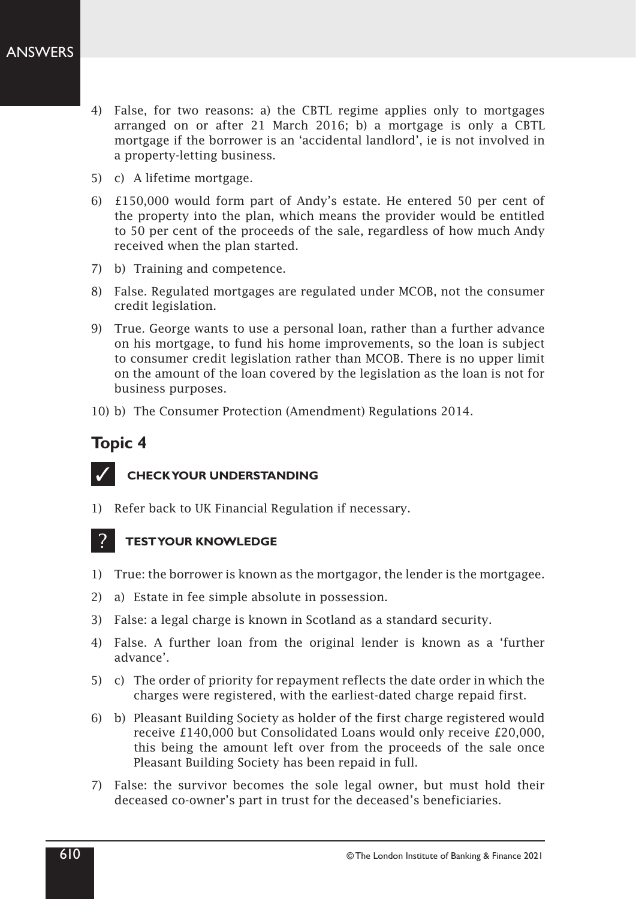4) False, for two reasons: a) the CBTL regime applies only to mortgages arranged on or after 21 March 2016; b) a mortgage is only a CBTL mortgage if the borrower is an 'accidental landlord', ie is not involved in a property-letting business.

5) c) A lifetime mortgage.

6) £150,000 would form part of Andy's estate. He entered 50 per cent of the property into the plan, which means the provider would be entitled to 50 per cent of the proceeds of the sale, regardless of how much Andy received when the plan started.

7) b) Training and competence.

8) False. Regulated mortgages are regulated under MCOB, not the consumer credit legislation.

9) True. George wants to use a personal loan, rather than a further advance on his mortgage, to fund his home improvements, so the loan is subject to consumer credit legislation rather than MCOB. There is no upper limit on the amount of the loan covered by the legislation as the loan is not for business purposes.

10) b) The Consumer Protection (Amendment) Regulations 2014.

## Topic 4

### ✓ CHECK YOUR UNDERSTANDING

1) Refer back to UK Financial Regulation if necessary.

### ? TEST YOUR KNOWLEDGE

1) True: the borrower is known as the mortgagor, the lender is the mortgagee.

2) a) Estate in fee simple absolute in possession.

3) False: a legal charge is known in Scotland as a standard security.

4) False. A further loan from the original lender is known as a 'further advance'.

5) c) The order of priority for repayment reflects the date order in which the charges were registered, with the earliest-dated charge repaid first.

6) b) Pleasant Building Society as holder of the first charge registered would receive £140,000 but Consolidated Loans would only receive £20,000, this being the amount left over from the proceeds of the sale once Pleasant Building Society has been repaid in full.

7) False: the survivor becomes the sole legal owner, but must hold their deceased co-owner's part in trust for the deceased's beneficiaries.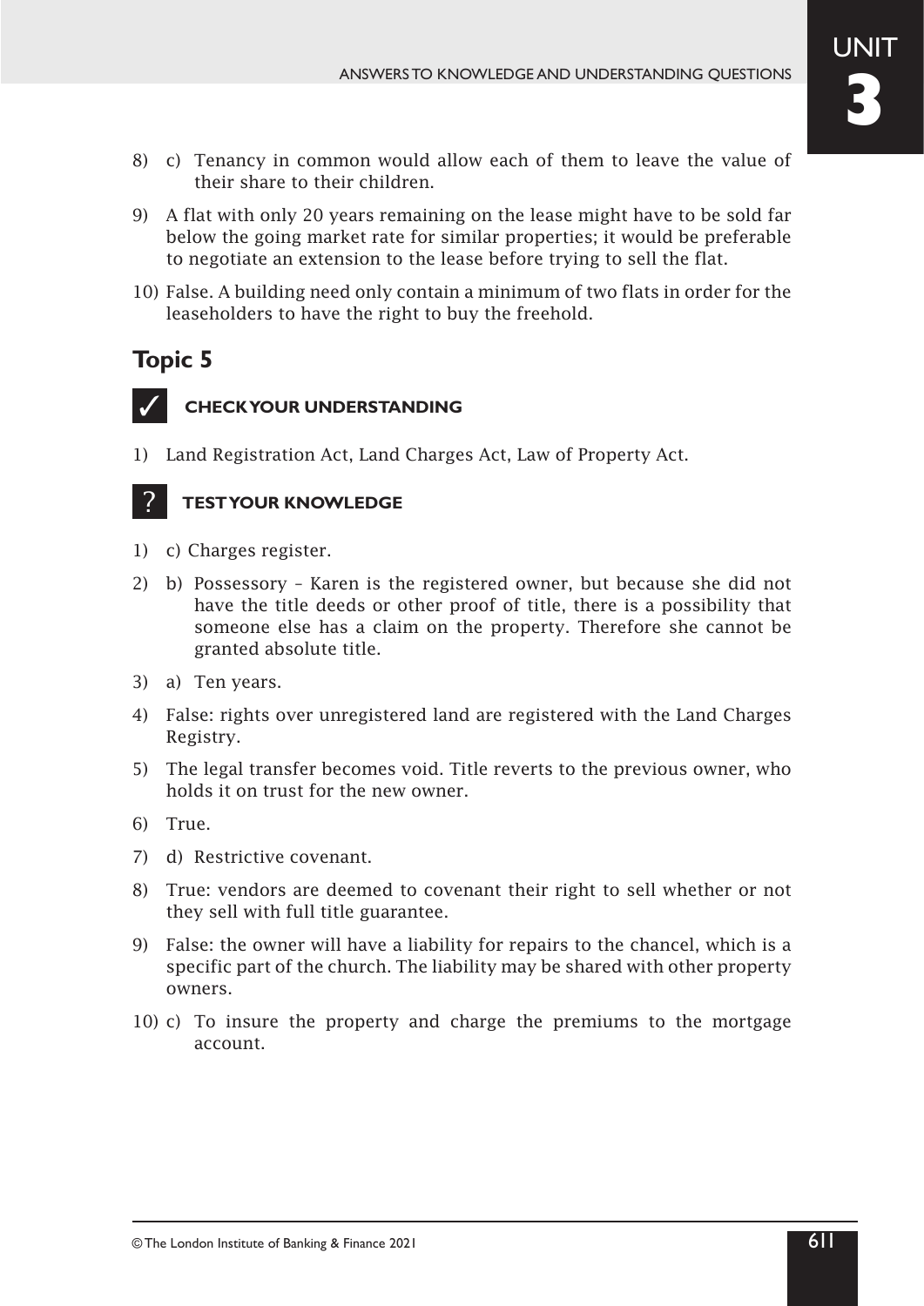8) c) Tenancy in common would allow each of them to leave the value of their share to their children.

9) A flat with only 20 years remaining on the lease might have to be sold far below the going market rate for similar properties; it would be preferable to negotiate an extension to the lease before trying to sell the flat.

10) False. A building need only contain a minimum of two flats in order for the leaseholders to have the right to buy the freehold.

## Topic 5

### ✓ CHECK YOUR UNDERSTANDING

1) Land Registration Act, Land Charges Act, Law of Property Act.

### ? TEST YOUR KNOWLEDGE

1) c) Charges register.

2) b) Possessory – Karen is the registered owner, but because she did not have the title deeds or other proof of title, there is a possibility that someone else has a claim on the property. Therefore she cannot be granted absolute title.

3) a) Ten years.

4) False: rights over unregistered land are registered with the Land Charges Registry.

5) The legal transfer becomes void. Title reverts to the previous owner, who holds it on trust for the new owner.

6) True.

7) d) Restrictive covenant.

8) True: vendors are deemed to covenant their right to sell whether or not they sell with full title guarantee.

9) False: the owner will have a liability for repairs to the chancel, which is a specific part of the church. The liability may be shared with other property owners.

10) c) To insure the property and charge the premiums to the mortgage account.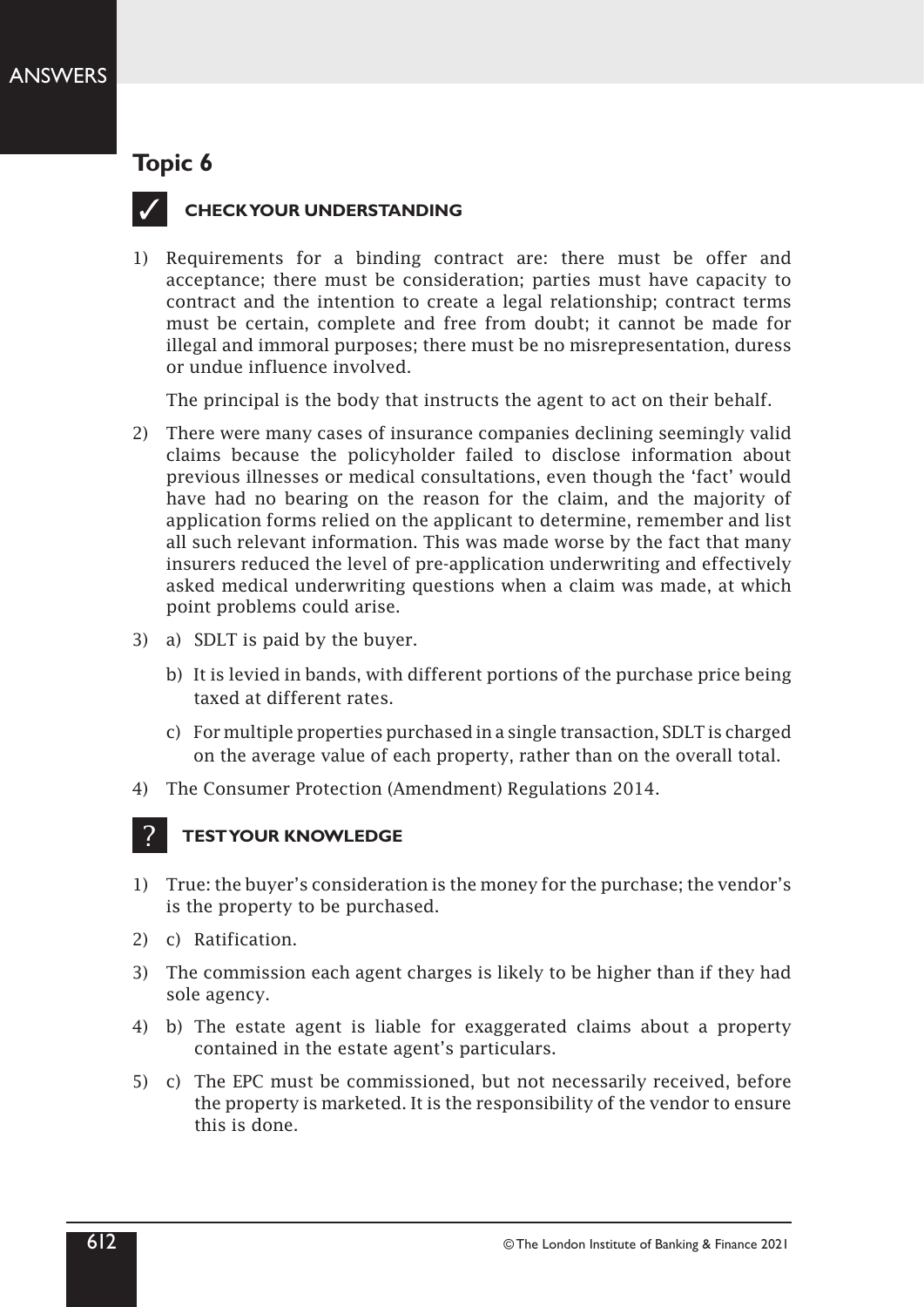## Topic 6

### ✓ CHECK YOUR UNDERSTANDING

1) Requirements for a binding contract are: there must be offer and acceptance; there must be consideration; parties must have capacity to contract and the intention to create a legal relationship; contract terms must be certain, complete and free from doubt; it cannot be made for illegal and immoral purposes; there must be no misrepresentation, duress or undue influence involved.

   The principal is the body that instructs the agent to act on their behalf.

2) There were many cases of insurance companies declining seemingly valid claims because the policyholder failed to disclose information about previous illnesses or medical consultations, even though the 'fact' would have had no bearing on the reason for the claim, and the majority of application forms relied on the applicant to determine, remember and list all such relevant information. This was made worse by the fact that many insurers reduced the level of pre-application underwriting and effectively asked medical underwriting questions when a claim was made, at which point problems could arise.

3) a) SDLT is paid by the buyer.

   b) It is levied in bands, with different portions of the purchase price being taxed at different rates.

   c) For multiple properties purchased in a single transaction, SDLT is charged on the average value of each property, rather than on the overall total.

4) The Consumer Protection (Amendment) Regulations 2014.

### ? TEST YOUR KNOWLEDGE

1) True: the buyer's consideration is the money for the purchase; the vendor's is the property to be purchased.

2) c) Ratification.

3) The commission each agent charges is likely to be higher than if they had sole agency.

4) b) The estate agent is liable for exaggerated claims about a property contained in the estate agent's particulars.

5) c) The EPC must be commissioned, but not necessarily received, before the property is marketed. It is the responsibility of the vendor to ensure this is done.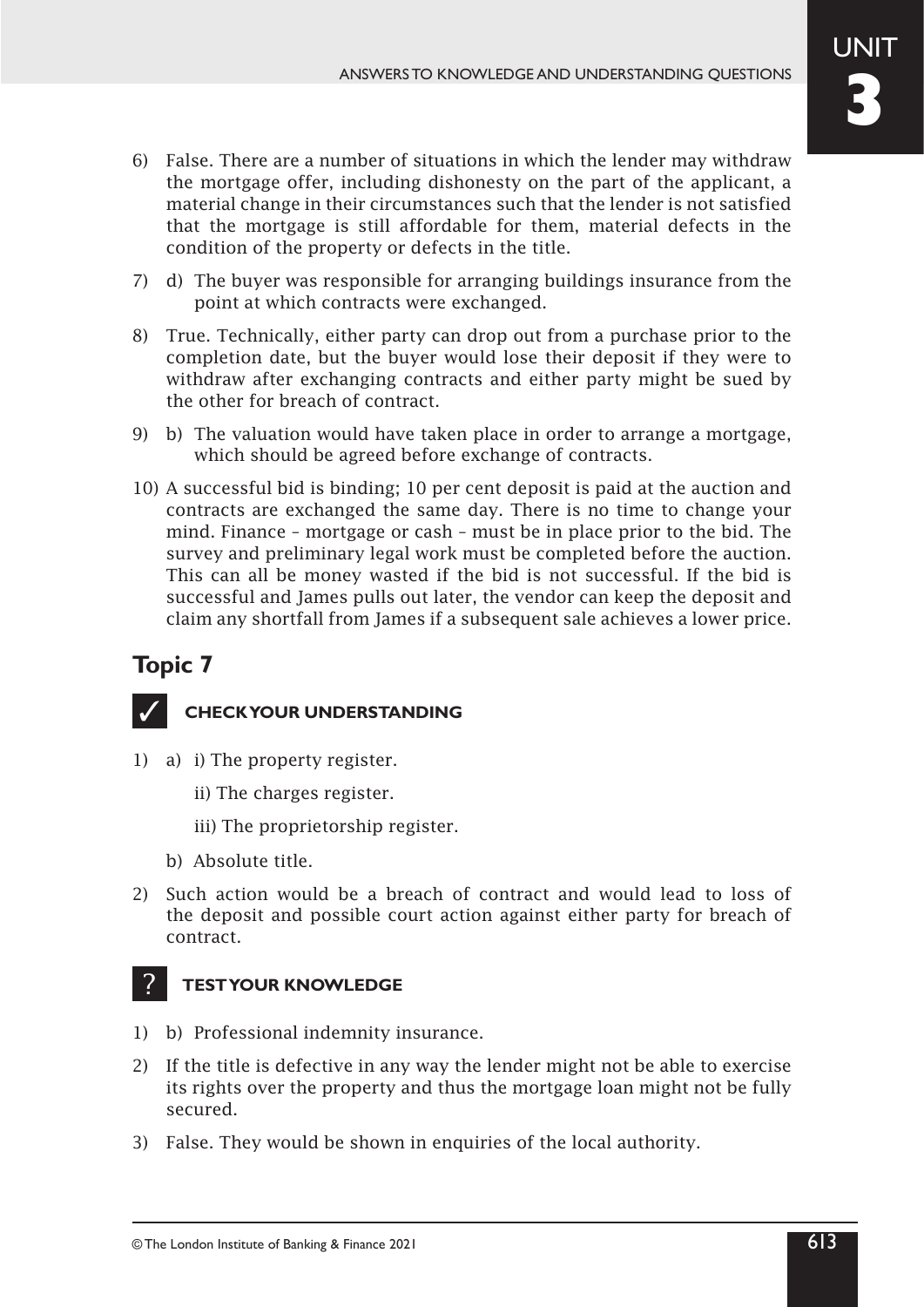6) False. There are a number of situations in which the lender may withdraw the mortgage offer, including dishonesty on the part of the applicant, a material change in their circumstances such that the lender is not satisfied that the mortgage is still affordable for them, material defects in the condition of the property or defects in the title.

7) d) The buyer was responsible for arranging buildings insurance from the point at which contracts were exchanged.

8) True. Technically, either party can drop out from a purchase prior to the completion date, but the buyer would lose their deposit if they were to withdraw after exchanging contracts and either party might be sued by the other for breach of contract.

9) b) The valuation would have taken place in order to arrange a mortgage, which should be agreed before exchange of contracts.

10) A successful bid is binding; 10 per cent deposit is paid at the auction and contracts are exchanged the same day. There is no time to change your mind. Finance – mortgage or cash – must be in place prior to the bid. The survey and preliminary legal work must be completed before the auction. This can all be money wasted if the bid is not successful. If the bid is successful and James pulls out later, the vendor can keep the deposit and claim any shortfall from James if a subsequent sale achieves a lower price.

## Topic 7

### ✓ CHECK YOUR UNDERSTANDING

1) a) i) The property register.

   ii) The charges register.

   iii) The proprietorship register.

   b) Absolute title.

2) Such action would be a breach of contract and would lead to loss of the deposit and possible court action against either party for breach of contract.

### ? TEST YOUR KNOWLEDGE

1) b) Professional indemnity insurance.

2) If the title is defective in any way the lender might not be able to exercise its rights over the property and thus the mortgage loan might not be fully secured.

3) False. They would be shown in enquiries of the local authority.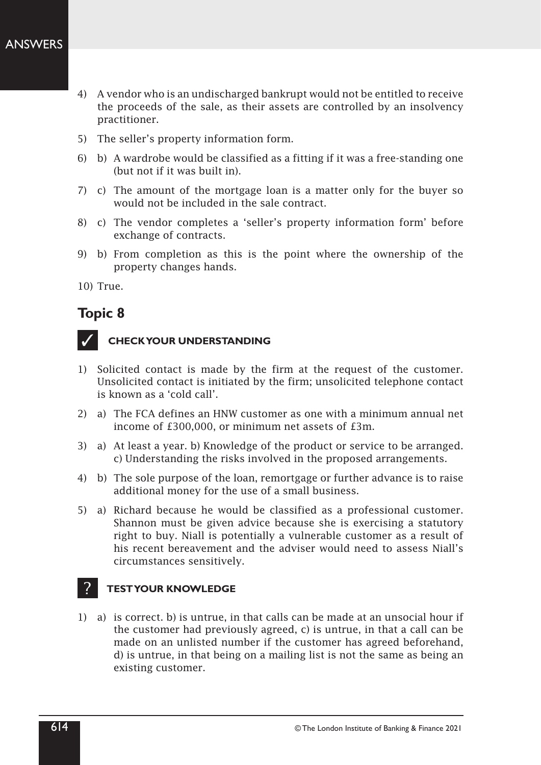4) A vendor who is an undischarged bankrupt would not be entitled to receive the proceeds of the sale, as their assets are controlled by an insolvency practitioner.

5) The seller's property information form.

6) b) A wardrobe would be classified as a fitting if it was a free-standing one (but not if it was built in).

7) c) The amount of the mortgage loan is a matter only for the buyer so would not be included in the sale contract.

8) c) The vendor completes a 'seller's property information form' before exchange of contracts.

9) b) From completion as this is the point where the ownership of the property changes hands.

10) True.

## Topic 8

### ✓ CHECK YOUR UNDERSTANDING

1) Solicited contact is made by the firm at the request of the customer. Unsolicited contact is initiated by the firm; unsolicited telephone contact is known as a 'cold call'.

2) a) The FCA defines an HNW customer as one with a minimum annual net income of £300,000, or minimum net assets of £3m.

3) a) At least a year. b) Knowledge of the product or service to be arranged. c) Understanding the risks involved in the proposed arrangements.

4) b) The sole purpose of the loan, remortgage or further advance is to raise additional money for the use of a small business.

5) a) Richard because he would be classified as a professional customer. Shannon must be given advice because she is exercising a statutory right to buy. Niall is potentially a vulnerable customer as a result of his recent bereavement and the adviser would need to assess Niall's circumstances sensitively.

### ? TEST YOUR KNOWLEDGE

1) a) is correct. b) is untrue, in that calls can be made at an unsocial hour if the customer had previously agreed, c) is untrue, in that a call can be made on an unlisted number if the customer has agreed beforehand, d) is untrue, in that being on a mailing list is not the same as being an existing customer.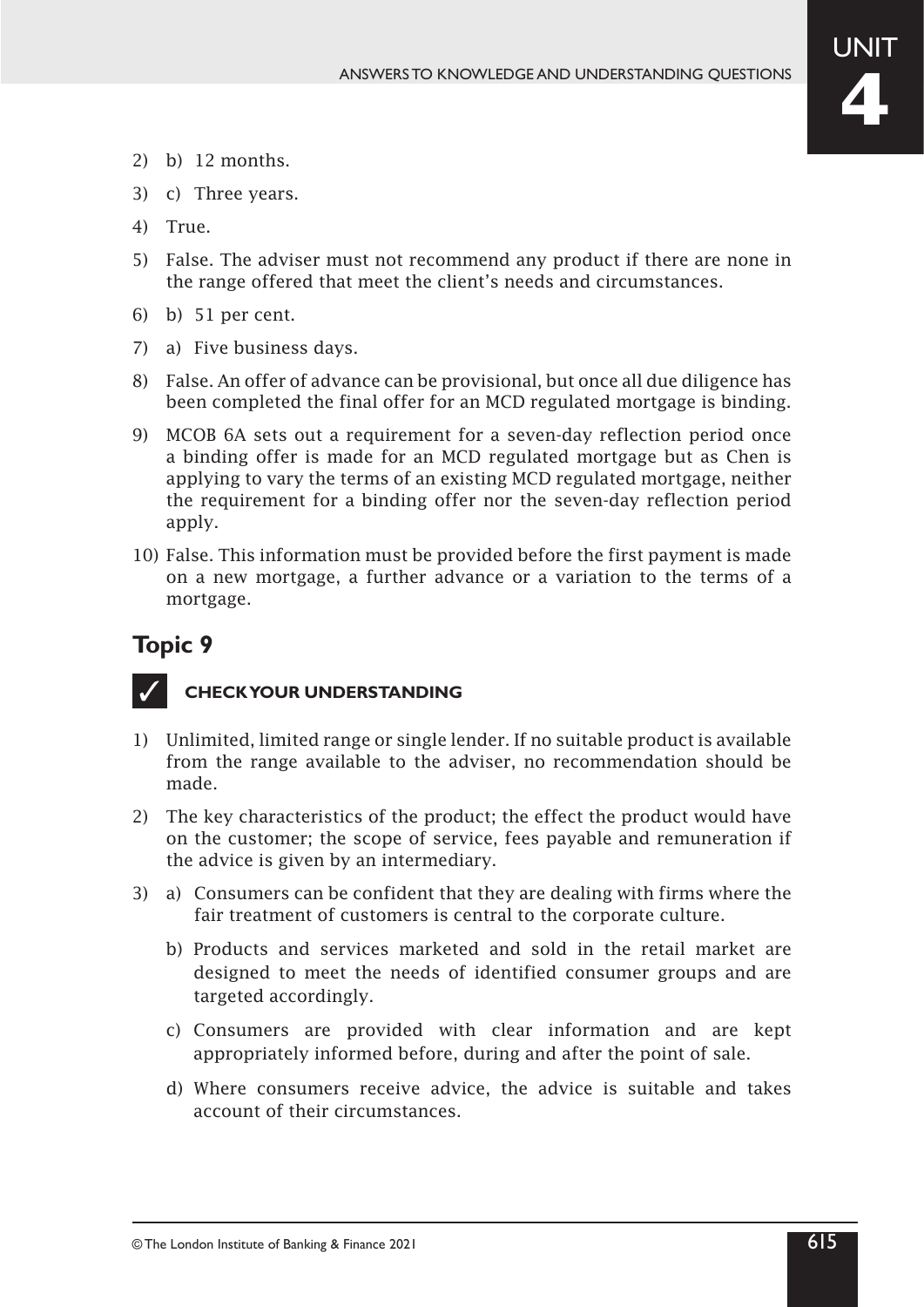2) b) 12 months.

3) c) Three years.

4) True.

5) False. The adviser must not recommend any product if there are none in the range offered that meet the client's needs and circumstances.

6) b) 51 per cent.

7) a) Five business days.

8) False. An offer of advance can be provisional, but once all due diligence has been completed the final offer for an MCD regulated mortgage is binding.

9) MCOB 6A sets out a requirement for a seven-day reflection period once a binding offer is made for an MCD regulated mortgage but as Chen is applying to vary the terms of an existing MCD regulated mortgage, neither the requirement for a binding offer nor the seven-day reflection period apply.

10) False. This information must be provided before the first payment is made on a new mortgage, a further advance or a variation to the terms of a mortgage.

## Topic 9

✓ **CHECK YOUR UNDERSTANDING**

1) Unlimited, limited range or single lender. If no suitable product is available from the range available to the adviser, no recommendation should be made.

2) The key characteristics of the product; the effect the product would have on the customer; the scope of service, fees payable and remuneration if the advice is given by an intermediary.

3) a) Consumers can be confident that they are dealing with firms where the fair treatment of customers is central to the corporate culture.

   b) Products and services marketed and sold in the retail market are designed to meet the needs of identified consumer groups and are targeted accordingly.

   c) Consumers are provided with clear information and are kept appropriately informed before, during and after the point of sale.

   d) Where consumers receive advice, the advice is suitable and takes account of their circumstances.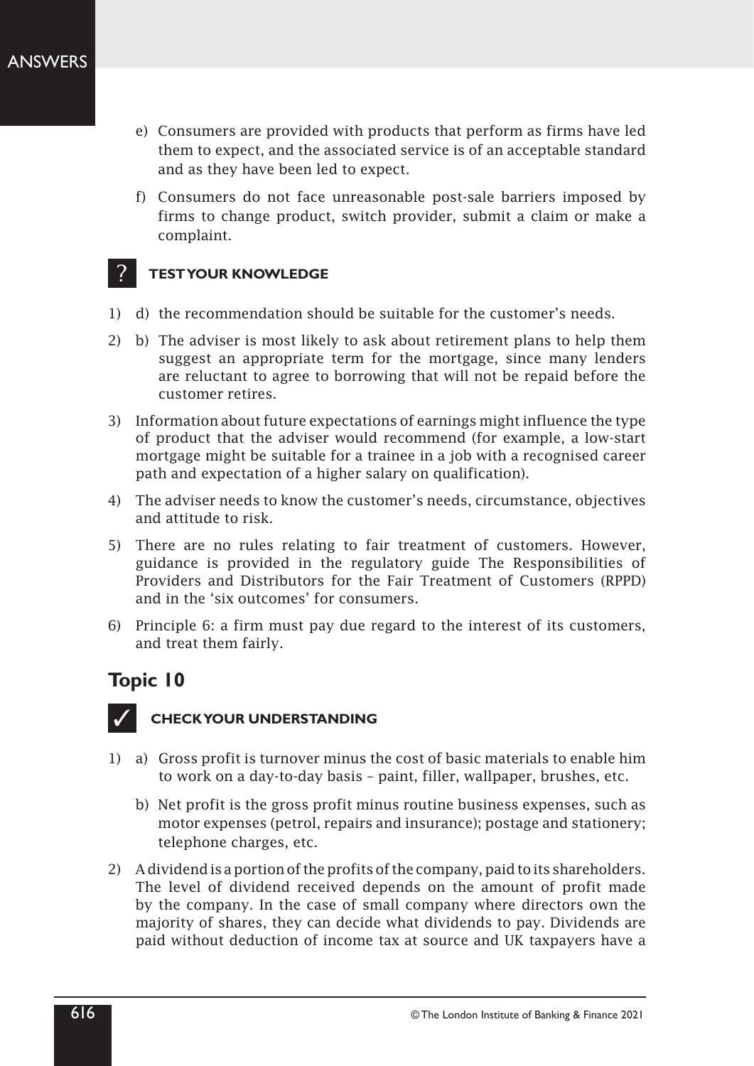e) Consumers are provided with products that perform as firms have led them to expect, and the associated service is of an acceptable standard and as they have been led to expect.

f) Consumers do not face unreasonable post-sale barriers imposed by firms to change product, switch provider, submit a claim or make a complaint.

### ? TEST YOUR KNOWLEDGE

1) d) the recommendation should be suitable for the customer's needs.

2) b) The adviser is most likely to ask about retirement plans to help them suggest an appropriate term for the mortgage, since many lenders are reluctant to agree to borrowing that will not be repaid before the customer retires.

3) Information about future expectations of earnings might influence the type of product that the adviser would recommend (for example, a low-start mortgage might be suitable for a trainee in a job with a recognised career path and expectation of a higher salary on qualification).

4) The adviser needs to know the customer's needs, circumstance, objectives and attitude to risk.

5) There are no rules relating to fair treatment of customers. However, guidance is provided in the regulatory guide The Responsibilities of Providers and Distributors for the Fair Treatment of Customers (RPPD) and in the 'six outcomes' for consumers.

6) Principle 6: a firm must pay due regard to the interest of its customers, and treat them fairly.

## Topic 10

### ✓ CHECK YOUR UNDERSTANDING

1) a) Gross profit is turnover minus the cost of basic materials to enable him to work on a day-to-day basis – paint, filler, wallpaper, brushes, etc.

   b) Net profit is the gross profit minus routine business expenses, such as motor expenses (petrol, repairs and insurance); postage and stationery; telephone charges, etc.

2) A dividend is a portion of the profits of the company, paid to its shareholders. The level of dividend received depends on the amount of profit made by the company. In the case of small company where directors own the majority of shares, they can decide what dividends to pay. Dividends are paid without deduction of income tax at source and UK taxpayers have a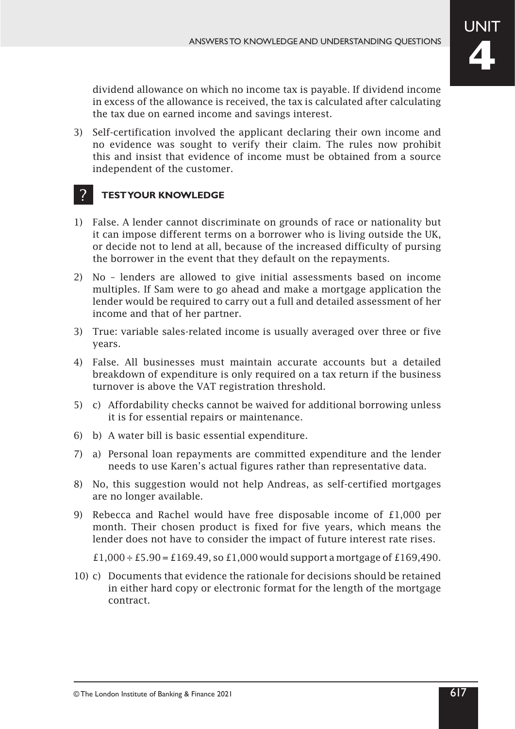dividend allowance on which no income tax is payable. If dividend income in excess of the allowance is received, the tax is calculated after calculating the tax due on earned income and savings interest.

3) Self-certification involved the applicant declaring their own income and no evidence was sought to verify their claim. The rules now prohibit this and insist that evidence of income must be obtained from a source independent of the customer.

## TEST YOUR KNOWLEDGE

1) False. A lender cannot discriminate on grounds of race or nationality but it can impose different terms on a borrower who is living outside the UK, or decide not to lend at all, because of the increased difficulty of pursing the borrower in the event that they default on the repayments.

2) No – lenders are allowed to give initial assessments based on income multiples. If Sam were to go ahead and make a mortgage application the lender would be required to carry out a full and detailed assessment of her income and that of her partner.

3) True: variable sales-related income is usually averaged over three or five years.

4) False. All businesses must maintain accurate accounts but a detailed breakdown of expenditure is only required on a tax return if the business turnover is above the VAT registration threshold.

5) c) Affordability checks cannot be waived for additional borrowing unless it is for essential repairs or maintenance.

6) b) A water bill is basic essential expenditure.

7) a) Personal loan repayments are committed expenditure and the lender needs to use Karen's actual figures rather than representative data.

8) No, this suggestion would not help Andreas, as self-certified mortgages are no longer available.

9) Rebecca and Rachel would have free disposable income of £1,000 per month. Their chosen product is fixed for five years, which means the lender does not have to consider the impact of future interest rate rises.

   £1,000 ÷ £5.90 = £169.49, so £1,000 would support a mortgage of £169,490.

10) c) Documents that evidence the rationale for decisions should be retained in either hard copy or electronic format for the length of the mortgage contract.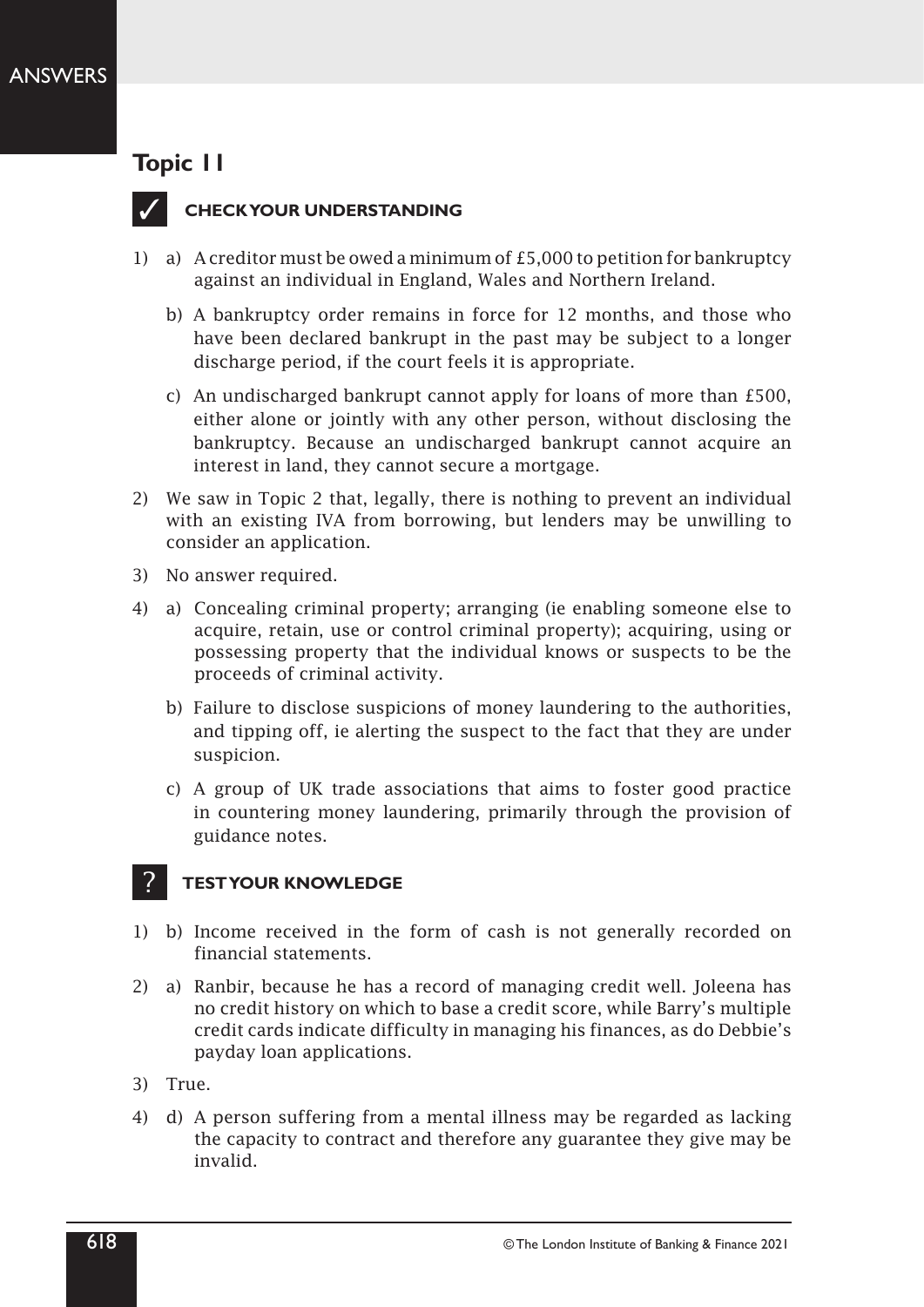## Topic 11

### ✓ CHECK YOUR UNDERSTANDING

1) a) A creditor must be owed a minimum of £5,000 to petition for bankruptcy against an individual in England, Wales and Northern Ireland.

   b) A bankruptcy order remains in force for 12 months, and those who have been declared bankrupt in the past may be subject to a longer discharge period, if the court feels it is appropriate.

   c) An undischarged bankrupt cannot apply for loans of more than £500, either alone or jointly with any other person, without disclosing the bankruptcy. Because an undischarged bankrupt cannot acquire an interest in land, they cannot secure a mortgage.

2) We saw in Topic 2 that, legally, there is nothing to prevent an individual with an existing IVA from borrowing, but lenders may be unwilling to consider an application.

3) No answer required.

4) a) Concealing criminal property; arranging (ie enabling someone else to acquire, retain, use or control criminal property); acquiring, using or possessing property that the individual knows or suspects to be the proceeds of criminal activity.

   b) Failure to disclose suspicions of money laundering to the authorities, and tipping off, ie alerting the suspect to the fact that they are under suspicion.

   c) A group of UK trade associations that aims to foster good practice in countering money laundering, primarily through the provision of guidance notes.

### ? TEST YOUR KNOWLEDGE

1) b) Income received in the form of cash is not generally recorded on financial statements.

2) a) Ranbir, because he has a record of managing credit well. Joleena has no credit history on which to base a credit score, while Barry's multiple credit cards indicate difficulty in managing his finances, as do Debbie's payday loan applications.

3) True.

4) d) A person suffering from a mental illness may be regarded as lacking the capacity to contract and therefore any guarantee they give may be invalid.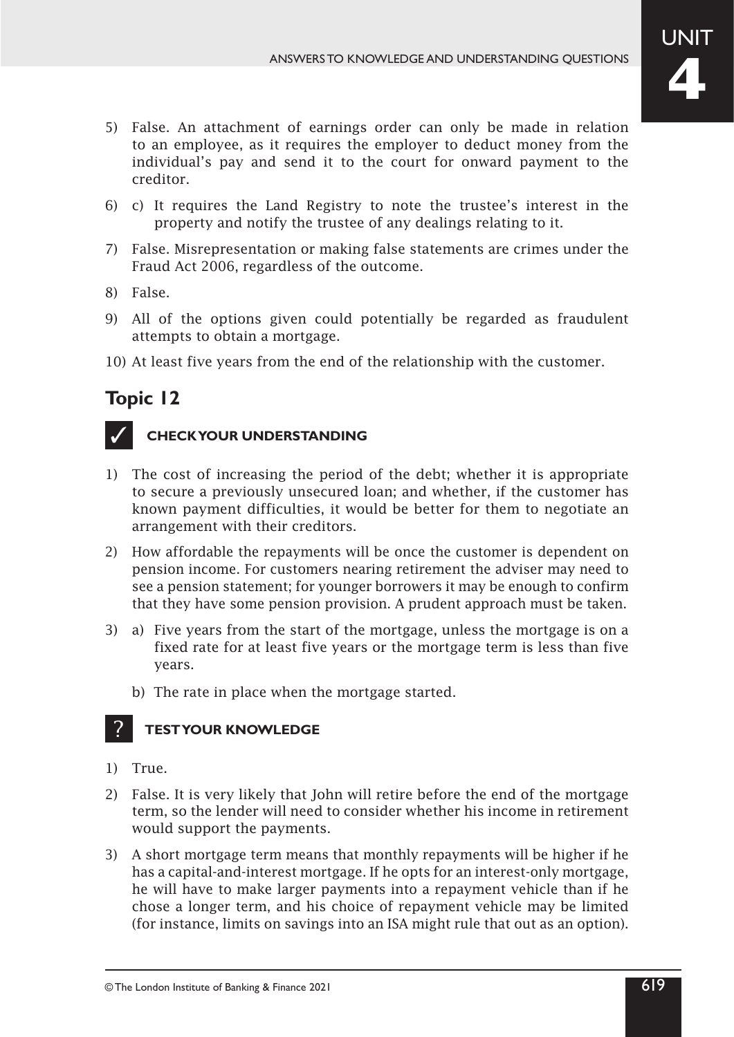5) False. An attachment of earnings order can only be made in relation to an employee, as it requires the employer to deduct money from the individual's pay and send it to the court for onward payment to the creditor.

6) c) It requires the Land Registry to note the trustee's interest in the property and notify the trustee of any dealings relating to it.

7) False. Misrepresentation or making false statements are crimes under the Fraud Act 2006, regardless of the outcome.

8) False.

9) All of the options given could potentially be regarded as fraudulent attempts to obtain a mortgage.

10) At least five years from the end of the relationship with the customer.

## Topic 12

### ✓ CHECK YOUR UNDERSTANDING

1) The cost of increasing the period of the debt; whether it is appropriate to secure a previously unsecured loan; and whether, if the customer has known payment difficulties, it would be better for them to negotiate an arrangement with their creditors.

2) How affordable the repayments will be once the customer is dependent on pension income. For customers nearing retirement the adviser may need to see a pension statement; for younger borrowers it may be enough to confirm that they have some pension provision. A prudent approach must be taken.

3) a) Five years from the start of the mortgage, unless the mortgage is on a fixed rate for at least five years or the mortgage term is less than five years.

   b) The rate in place when the mortgage started.

### ? TEST YOUR KNOWLEDGE

1) True.

2) False. It is very likely that John will retire before the end of the mortgage term, so the lender will need to consider whether his income in retirement would support the payments.

3) A short mortgage term means that monthly repayments will be higher if he has a capital-and-interest mortgage. If he opts for an interest-only mortgage, he will have to make larger payments into a repayment vehicle than if he chose a longer term, and his choice of repayment vehicle may be limited (for instance, limits on savings into an ISA might rule that out as an option).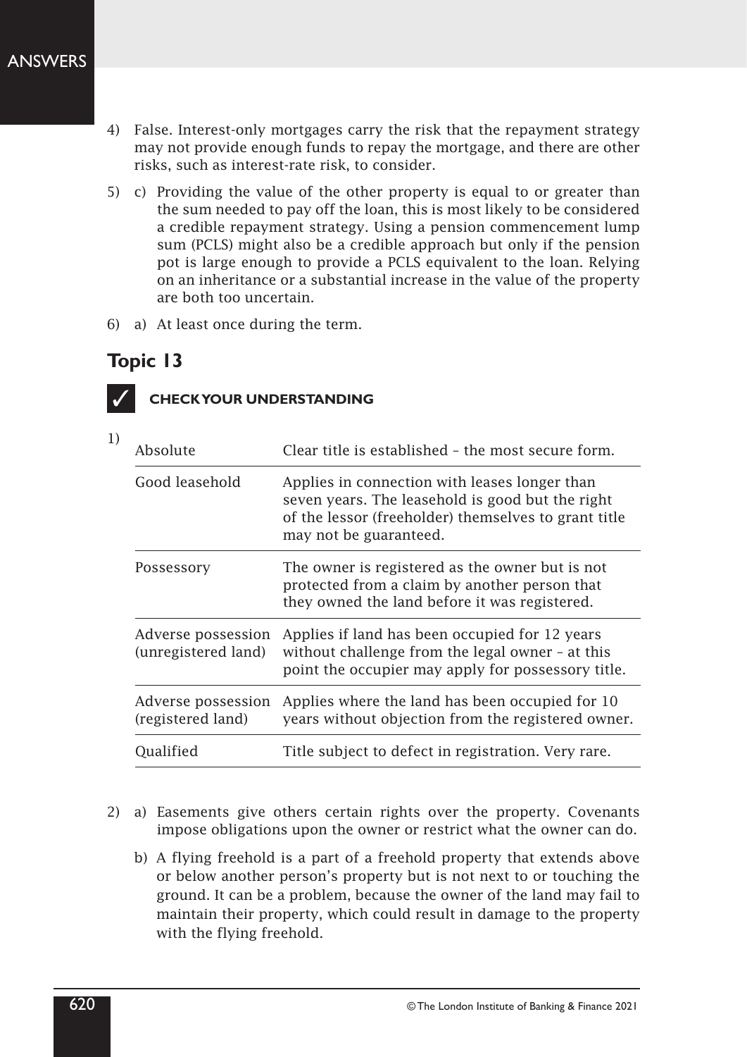4) False. Interest-only mortgages carry the risk that the repayment strategy may not provide enough funds to repay the mortgage, and there are other risks, such as interest-rate risk, to consider.

5) c) Providing the value of the other property is equal to or greater than the sum needed to pay off the loan, this is most likely to be considered a credible repayment strategy. Using a pension commencement lump sum (PCLS) might also be a credible approach but only if the pension pot is large enough to provide a PCLS equivalent to the loan. Relying on an inheritance or a substantial increase in the value of the property are both too uncertain.

6) a) At least once during the term.

## Topic 13

### ✓ CHECK YOUR UNDERSTANDING

1)

| | |
|---|---|
| Absolute | Clear title is established – the most secure form. |
| Good leasehold | Applies in connection with leases longer than seven years. The leasehold is good but the right of the lessor (freeholder) themselves to grant title may not be guaranteed. |
| Possessory | The owner is registered as the owner but is not protected from a claim by another person that they owned the land before it was registered. |
| Adverse possession (unregistered land) | Applies if land has been occupied for 12 years without challenge from the legal owner – at this point the occupier may apply for possessory title. |
| Adverse possession (registered land) | Applies where the land has been occupied for 10 years without objection from the registered owner. |
| Qualified | Title subject to defect in registration. Very rare. |

2) a) Easements give others certain rights over the property. Covenants impose obligations upon the owner or restrict what the owner can do.

b) A flying freehold is a part of a freehold property that extends above or below another person's property but is not next to or touching the ground. It can be a problem, because the owner of the land may fail to maintain their property, which could result in damage to the property with the flying freehold.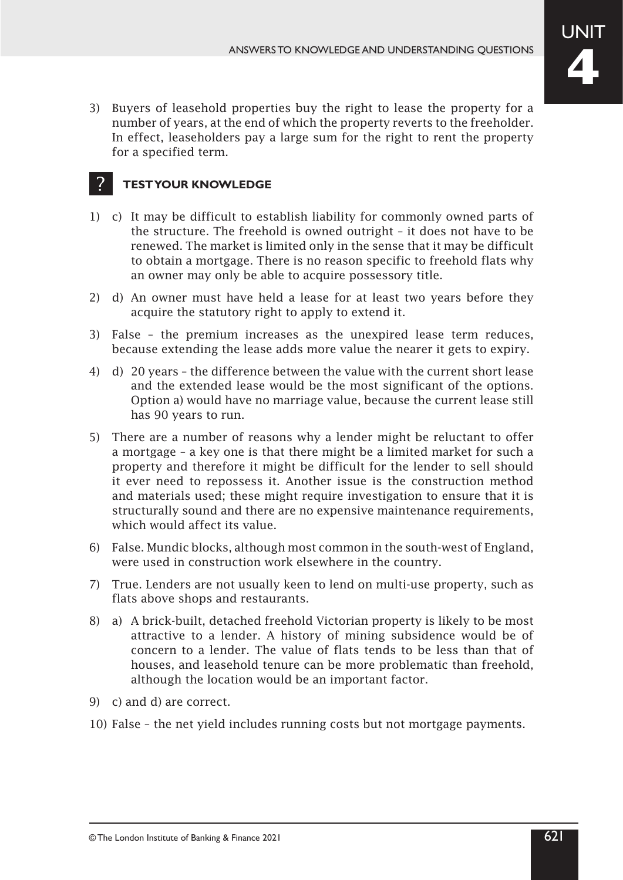3) Buyers of leasehold properties buy the right to lease the property for a number of years, at the end of which the property reverts to the freeholder. In effect, leaseholders pay a large sum for the right to rent the property for a specified term.

## ? TEST YOUR KNOWLEDGE

1) c) It may be difficult to establish liability for commonly owned parts of the structure. The freehold is owned outright – it does not have to be renewed. The market is limited only in the sense that it may be difficult to obtain a mortgage. There is no reason specific to freehold flats why an owner may only be able to acquire possessory title.

2) d) An owner must have held a lease for at least two years before they acquire the statutory right to apply to extend it.

3) False – the premium increases as the unexpired lease term reduces, because extending the lease adds more value the nearer it gets to expiry.

4) d) 20 years – the difference between the value with the current short lease and the extended lease would be the most significant of the options. Option a) would have no marriage value, because the current lease still has 90 years to run.

5) There are a number of reasons why a lender might be reluctant to offer a mortgage – a key one is that there might be a limited market for such a property and therefore it might be difficult for the lender to sell should it ever need to repossess it. Another issue is the construction method and materials used; these might require investigation to ensure that it is structurally sound and there are no expensive maintenance requirements, which would affect its value.

6) False. Mundic blocks, although most common in the south-west of England, were used in construction work elsewhere in the country.

7) True. Lenders are not usually keen to lend on multi-use property, such as flats above shops and restaurants.

8) a) A brick-built, detached freehold Victorian property is likely to be most attractive to a lender. A history of mining subsidence would be of concern to a lender. The value of flats tends to be less than that of houses, and leasehold tenure can be more problematic than freehold, although the location would be an important factor.

9) c) and d) are correct.

10) False – the net yield includes running costs but not mortgage payments.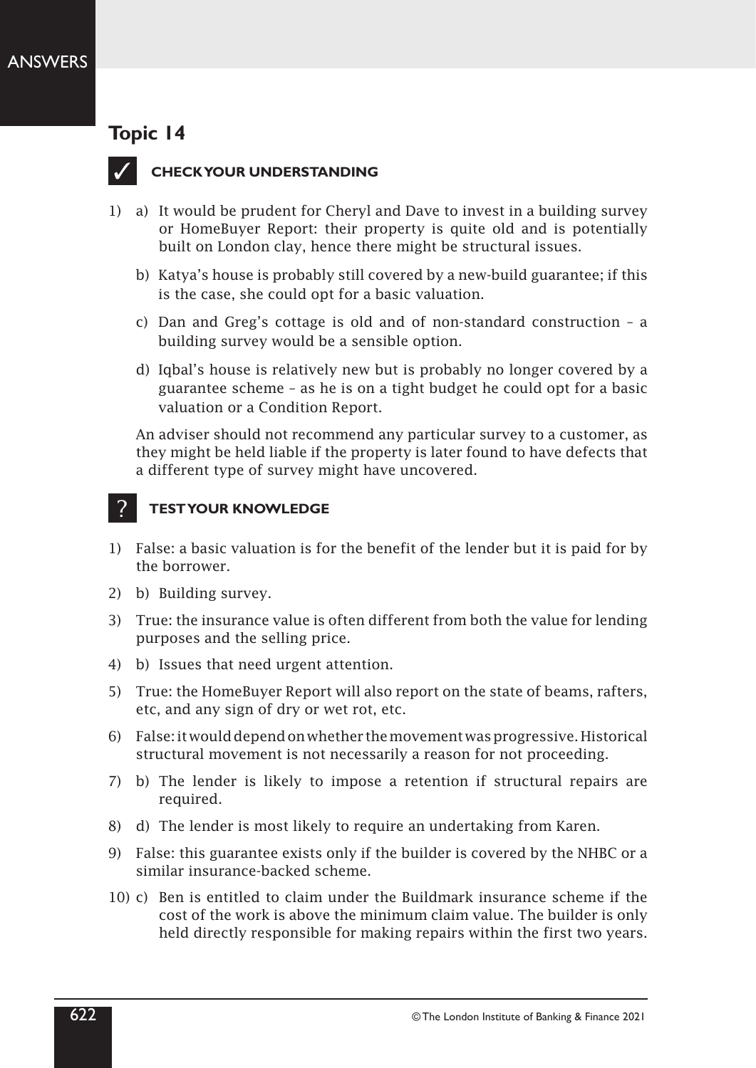## Topic 14

### ✓ CHECK YOUR UNDERSTANDING

1) a) It would be prudent for Cheryl and Dave to invest in a building survey or HomeBuyer Report: their property is quite old and is potentially built on London clay, hence there might be structural issues.

   b) Katya's house is probably still covered by a new-build guarantee; if this is the case, she could opt for a basic valuation.

   c) Dan and Greg's cottage is old and of non-standard construction – a building survey would be a sensible option.

   d) Iqbal's house is relatively new but is probably no longer covered by a guarantee scheme – as he is on a tight budget he could opt for a basic valuation or a Condition Report.

   An adviser should not recommend any particular survey to a customer, as they might be held liable if the property is later found to have defects that a different type of survey might have uncovered.

### ? TEST YOUR KNOWLEDGE

1) False: a basic valuation is for the benefit of the lender but it is paid for by the borrower.
2) b) Building survey.
3) True: the insurance value is often different from both the value for lending purposes and the selling price.
4) b) Issues that need urgent attention.
5) True: the HomeBuyer Report will also report on the state of beams, rafters, etc, and any sign of dry or wet rot, etc.
6) False: it would depend on whether the movement was progressive. Historical structural movement is not necessarily a reason for not proceeding.
7) b) The lender is likely to impose a retention if structural repairs are required.
8) d) The lender is most likely to require an undertaking from Karen.
9) False: this guarantee exists only if the builder is covered by the NHBC or a similar insurance-backed scheme.
10) c) Ben is entitled to claim under the Buildmark insurance scheme if the cost of the work is above the minimum claim value. The builder is only held directly responsible for making repairs within the first two years.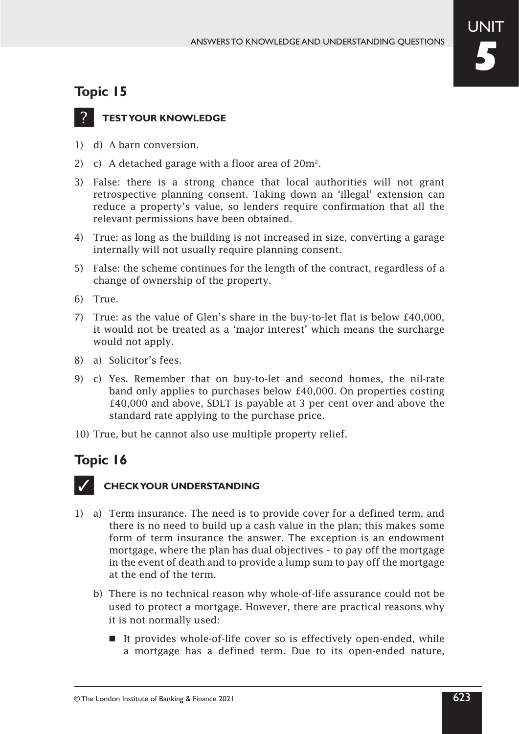## Topic 15

### ? TEST YOUR KNOWLEDGE

1) d) A barn conversion.

2) c) A detached garage with a floor area of $20m^2$.

3) False: there is a strong chance that local authorities will not grant retrospective planning consent. Taking down an 'illegal' extension can reduce a property's value, so lenders require confirmation that all the relevant permissions have been obtained.

4) True: as long as the building is not increased in size, converting a garage internally will not usually require planning consent.

5) False: the scheme continues for the length of the contract, regardless of a change of ownership of the property.

6) True.

7) True: as the value of Glen's share in the buy-to-let flat is below £40,000, it would not be treated as a 'major interest' which means the surcharge would not apply.

8) a) Solicitor's fees.

9) c) Yes. Remember that on buy-to-let and second homes, the nil-rate band only applies to purchases below £40,000. On properties costing £40,000 and above, SDLT is payable at 3 per cent over and above the standard rate applying to the purchase price.

10) True, but he cannot also use multiple property relief.

## Topic 16

### ✓ CHECK YOUR UNDERSTANDING

1) a) Term insurance. The need is to provide cover for a defined term, and there is no need to build up a cash value in the plan; this makes some form of term insurance the answer. The exception is an endowment mortgage, where the plan has dual objectives – to pay off the mortgage in the event of death and to provide a lump sum to pay off the mortgage at the end of the term.

   b) There is no technical reason why whole-of-life assurance could not be used to protect a mortgage. However, there are practical reasons why it is not normally used:

   - It provides whole-of-life cover so is effectively open-ended, while a mortgage has a defined term. Due to its open-ended nature,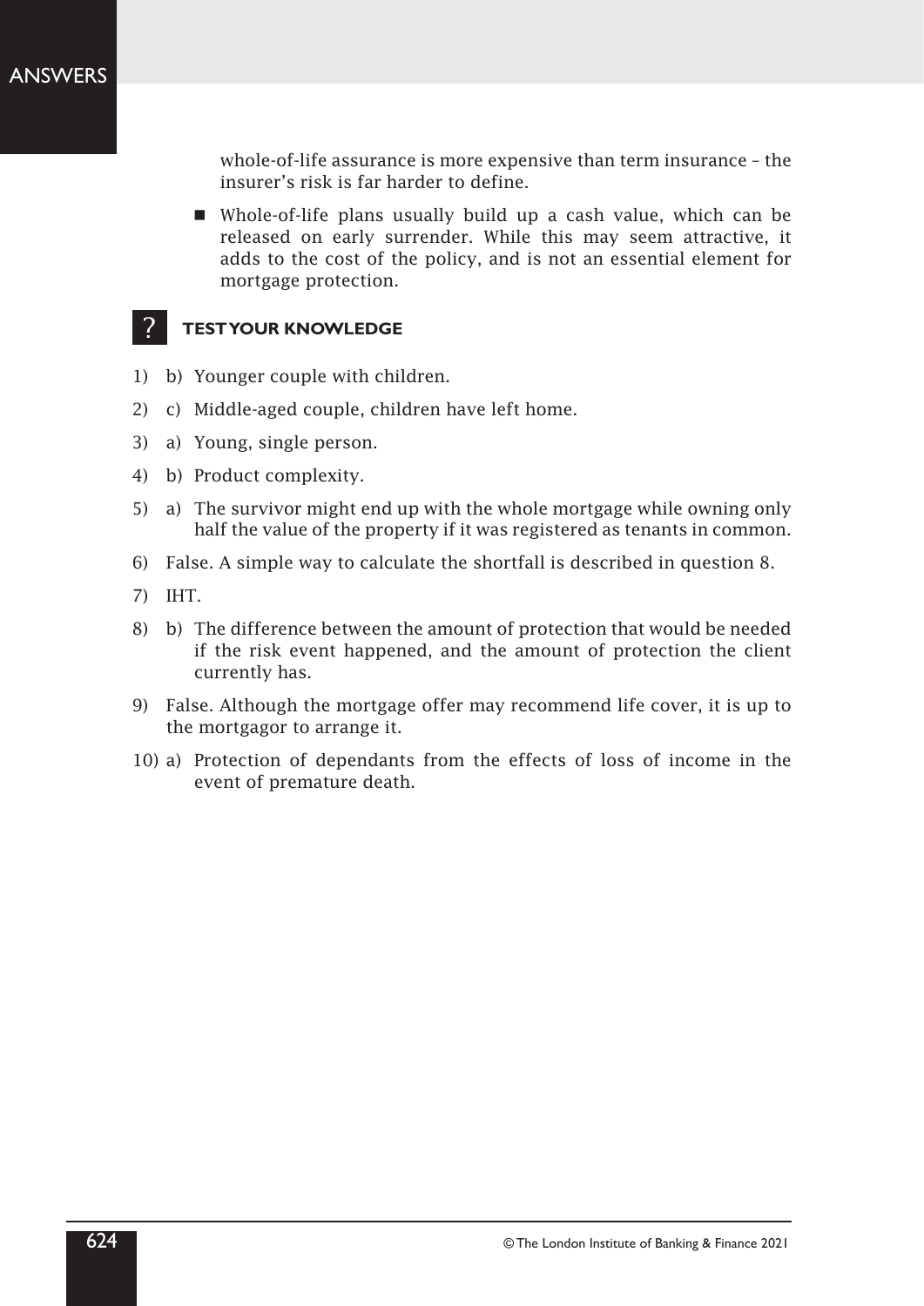whole-of-life assurance is more expensive than term insurance – the insurer's risk is far harder to define.

- Whole-of-life plans usually build up a cash value, which can be released on early surrender. While this may seem attractive, it adds to the cost of the policy, and is not an essential element for mortgage protection.

## TEST YOUR KNOWLEDGE

1) b) Younger couple with children.
2) c) Middle-aged couple, children have left home.
3) a) Young, single person.
4) b) Product complexity.
5) a) The survivor might end up with the whole mortgage while owning only half the value of the property if it was registered as tenants in common.
6) False. A simple way to calculate the shortfall is described in question 8.
7) IHT.
8) b) The difference between the amount of protection that would be needed if the risk event happened, and the amount of protection the client currently has.
9) False. Although the mortgage offer may recommend life cover, it is up to the mortgagor to arrange it.
10) a) Protection of dependants from the effects of loss of income in the event of premature death.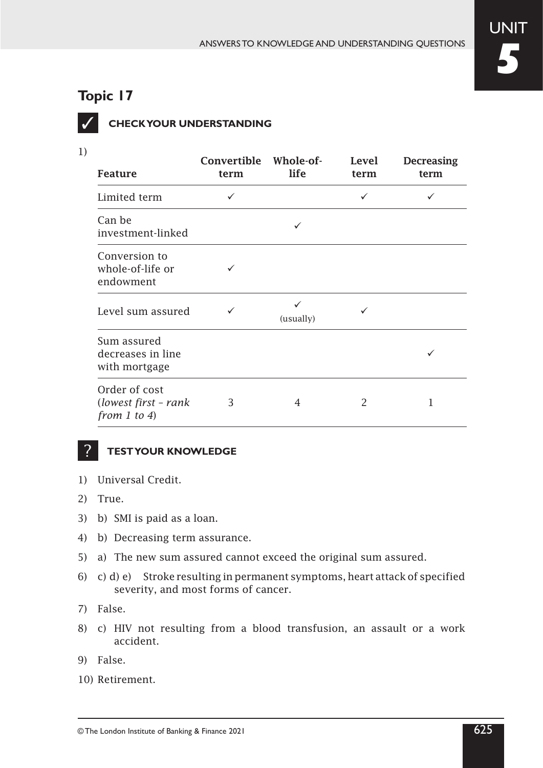## Topic 17

### ✓ CHECK YOUR UNDERSTANDING

1)

| Feature | Convertible term | Whole-of-life | Level term | Decreasing term |
|---|---|---|---|---|
| Limited term | ✓ | | ✓ | ✓ |
| Can be investment-linked | | ✓ | | |
| Conversion to whole-of-life or endowment | ✓ | | | |
| Level sum assured | ✓ | ✓ (usually) | ✓ | |
| Sum assured decreases in line with mortgage | | | | ✓ |
| Order of cost (*lowest first – rank from 1 to 4*) | 3 | 4 | 2 | 1 |

### ? TEST YOUR KNOWLEDGE

1) Universal Credit.
2) True.
3) b) SMI is paid as a loan.
4) b) Decreasing term assurance.
5) a) The new sum assured cannot exceed the original sum assured.
6) c) d) e) Stroke resulting in permanent symptoms, heart attack of specified severity, and most forms of cancer.
7) False.
8) c) HIV not resulting from a blood transfusion, an assault or a work accident.
9) False.
10) Retirement.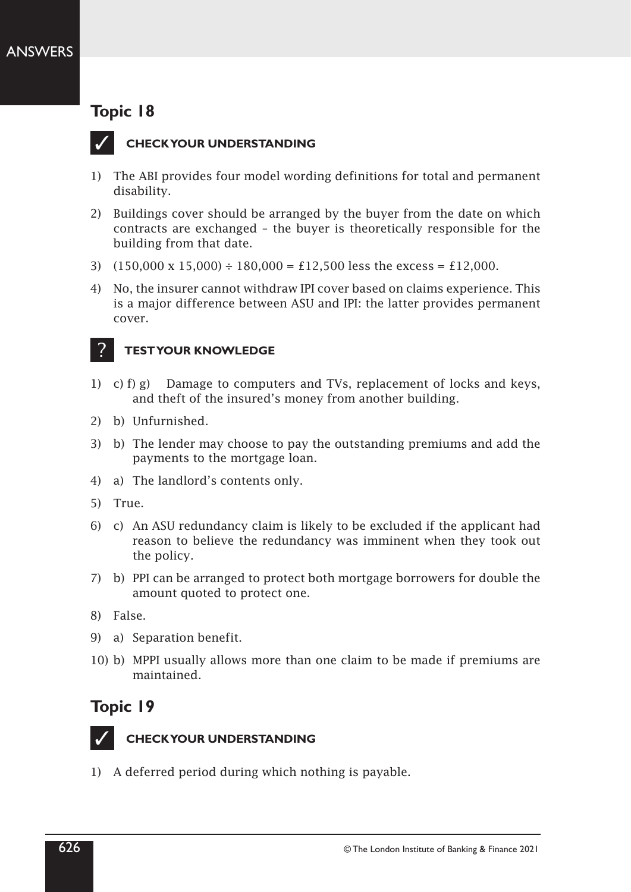## Topic 18

### ✓ CHECK YOUR UNDERSTANDING

1) The ABI provides four model wording definitions for total and permanent disability.
2) Buildings cover should be arranged by the buyer from the date on which contracts are exchanged – the buyer is theoretically responsible for the building from that date.
3) (150,000 x 15,000) ÷ 180,000 = £12,500 less the excess = £12,000.
4) No, the insurer cannot withdraw IPI cover based on claims experience. This is a major difference between ASU and IPI: the latter provides permanent cover.

### ? TEST YOUR KNOWLEDGE

1) c) f) g) Damage to computers and TVs, replacement of locks and keys, and theft of the insured's money from another building.
2) b) Unfurnished.
3) b) The lender may choose to pay the outstanding premiums and add the payments to the mortgage loan.
4) a) The landlord's contents only.
5) True.
6) c) An ASU redundancy claim is likely to be excluded if the applicant had reason to believe the redundancy was imminent when they took out the policy.
7) b) PPI can be arranged to protect both mortgage borrowers for double the amount quoted to protect one.
8) False.
9) a) Separation benefit.
10) b) MPPI usually allows more than one claim to be made if premiums are maintained.

## Topic 19

### ✓ CHECK YOUR UNDERSTANDING

1) A deferred period during which nothing is payable.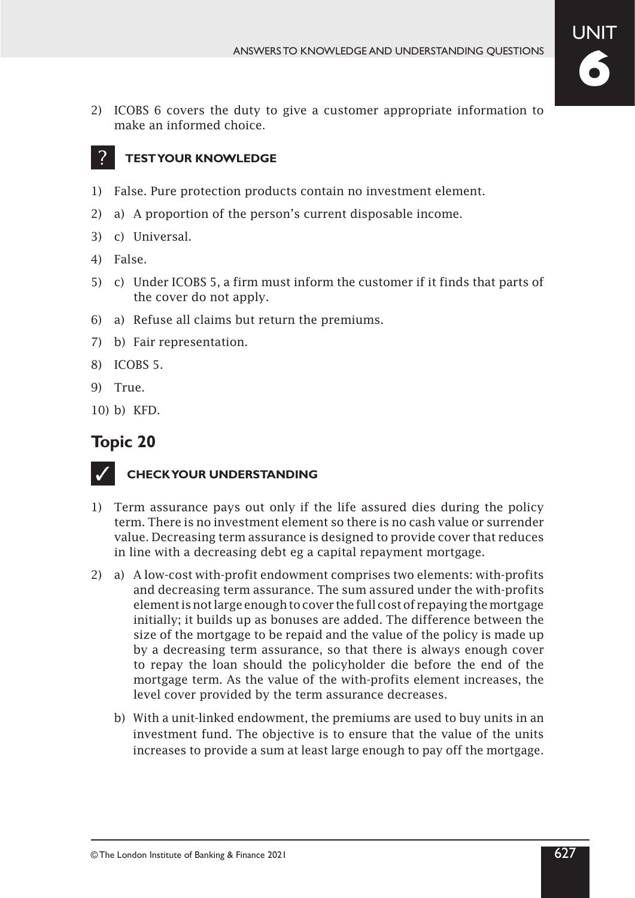2) ICOBS 6 covers the duty to give a customer appropriate information to make an informed choice.

### ? TEST YOUR KNOWLEDGE

1) False. Pure protection products contain no investment element.
2) a) A proportion of the person's current disposable income.
3) c) Universal.
4) False.
5) c) Under ICOBS 5, a firm must inform the customer if it finds that parts of the cover do not apply.
6) a) Refuse all claims but return the premiums.
7) b) Fair representation.
8) ICOBS 5.
9) True.
10) b) KFD.

## Topic 20

### ✓ CHECK YOUR UNDERSTANDING

1) Term assurance pays out only if the life assured dies during the policy term. There is no investment element so there is no cash value or surrender value. Decreasing term assurance is designed to provide cover that reduces in line with a decreasing debt eg a capital repayment mortgage.
2) a) A low-cost with-profit endowment comprises two elements: with-profits and decreasing term assurance. The sum assured under the with-profits element is not large enough to cover the full cost of repaying the mortgage initially; it builds up as bonuses are added. The difference between the size of the mortgage to be repaid and the value of the policy is made up by a decreasing term assurance, so that there is always enough cover to repay the loan should the policyholder die before the end of the mortgage term. As the value of the with-profits element increases, the level cover provided by the term assurance decreases.

   b) With a unit-linked endowment, the premiums are used to buy units in an investment fund. The objective is to ensure that the value of the units increases to provide a sum at least large enough to pay off the mortgage.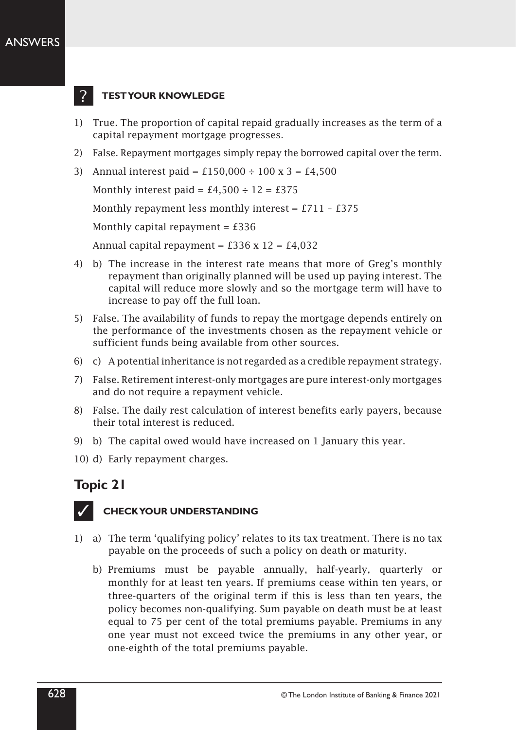### TEST YOUR KNOWLEDGE

1) True. The proportion of capital repaid gradually increases as the term of a capital repayment mortgage progresses.
2) False. Repayment mortgages simply repay the borrowed capital over the term.
3) Annual interest paid = £150,000 ÷ 100 x 3 = £4,500

   Monthly interest paid = £4,500 ÷ 12 = £375

   Monthly repayment less monthly interest = £711 – £375

   Monthly capital repayment = £336

   Annual capital repayment = £336 x 12 = £4,032
4) b) The increase in the interest rate means that more of Greg's monthly repayment than originally planned will be used up paying interest. The capital will reduce more slowly and so the mortgage term will have to increase to pay off the full loan.
5) False. The availability of funds to repay the mortgage depends entirely on the performance of the investments chosen as the repayment vehicle or sufficient funds being available from other sources.
6) c) A potential inheritance is not regarded as a credible repayment strategy.
7) False. Retirement interest-only mortgages are pure interest-only mortgages and do not require a repayment vehicle.
8) False. The daily rest calculation of interest benefits early payers, because their total interest is reduced.
9) b) The capital owed would have increased on 1 January this year.
10) d) Early repayment charges.

## Topic 21

### CHECK YOUR UNDERSTANDING

1) a) The term 'qualifying policy' relates to its tax treatment. There is no tax payable on the proceeds of such a policy on death or maturity.

   b) Premiums must be payable annually, half-yearly, quarterly or monthly for at least ten years. If premiums cease within ten years, or three-quarters of the original term if this is less than ten years, the policy becomes non-qualifying. Sum payable on death must be at least equal to 75 per cent of the total premiums payable. Premiums in any one year must not exceed twice the premiums in any other year, or one-eighth of the total premiums payable.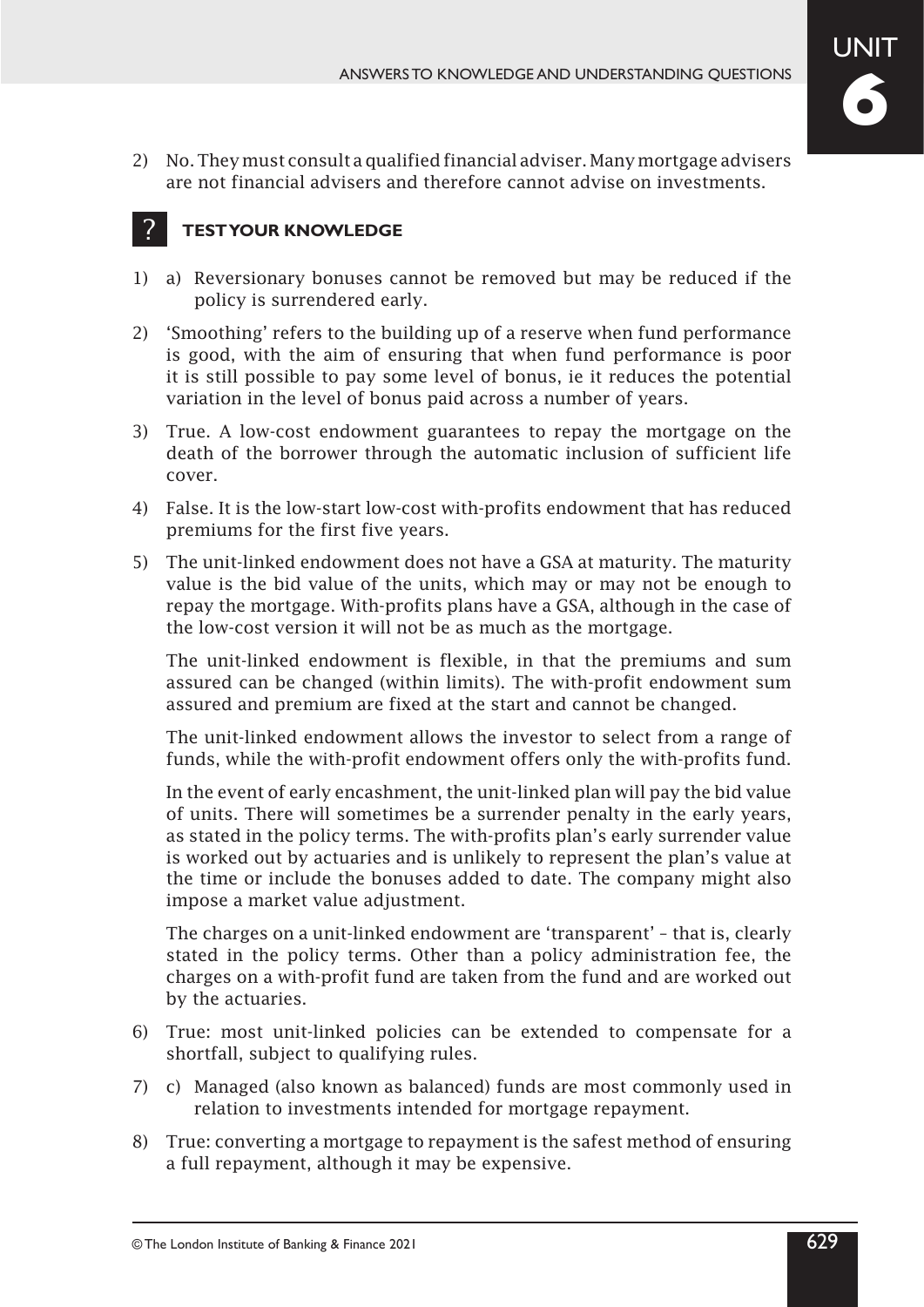2) No. They must consult a qualified financial adviser. Many mortgage advisers are not financial advisers and therefore cannot advise on investments.

## ? TEST YOUR KNOWLEDGE

1) a) Reversionary bonuses cannot be removed but may be reduced if the policy is surrendered early.

2) 'Smoothing' refers to the building up of a reserve when fund performance is good, with the aim of ensuring that when fund performance is poor it is still possible to pay some level of bonus, ie it reduces the potential variation in the level of bonus paid across a number of years.

3) True. A low-cost endowment guarantees to repay the mortgage on the death of the borrower through the automatic inclusion of sufficient life cover.

4) False. It is the low-start low-cost with-profits endowment that has reduced premiums for the first five years.

5) The unit-linked endowment does not have a GSA at maturity. The maturity value is the bid value of the units, which may or may not be enough to repay the mortgage. With-profits plans have a GSA, although in the case of the low-cost version it will not be as much as the mortgage.

   The unit-linked endowment is flexible, in that the premiums and sum assured can be changed (within limits). The with-profit endowment sum assured and premium are fixed at the start and cannot be changed.

   The unit-linked endowment allows the investor to select from a range of funds, while the with-profit endowment offers only the with-profits fund.

   In the event of early encashment, the unit-linked plan will pay the bid value of units. There will sometimes be a surrender penalty in the early years, as stated in the policy terms. The with-profits plan's early surrender value is worked out by actuaries and is unlikely to represent the plan's value at the time or include the bonuses added to date. The company might also impose a market value adjustment.

   The charges on a unit-linked endowment are 'transparent' – that is, clearly stated in the policy terms. Other than a policy administration fee, the charges on a with-profit fund are taken from the fund and are worked out by the actuaries.

6) True: most unit-linked policies can be extended to compensate for a shortfall, subject to qualifying rules.

7) c) Managed (also known as balanced) funds are most commonly used in relation to investments intended for mortgage repayment.

8) True: converting a mortgage to repayment is the safest method of ensuring a full repayment, although it may be expensive.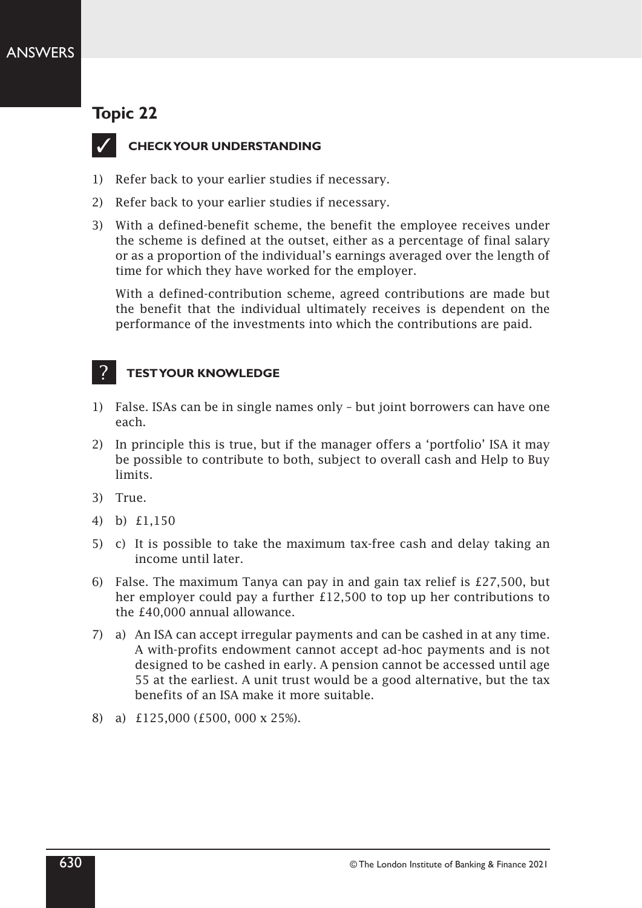## Topic 22

### ✓ CHECK YOUR UNDERSTANDING

1) Refer back to your earlier studies if necessary.

2) Refer back to your earlier studies if necessary.

3) With a defined-benefit scheme, the benefit the employee receives under the scheme is defined at the outset, either as a percentage of final salary or as a proportion of the individual's earnings averaged over the length of time for which they have worked for the employer.

   With a defined-contribution scheme, agreed contributions are made but the benefit that the individual ultimately receives is dependent on the performance of the investments into which the contributions are paid.

### ? TEST YOUR KNOWLEDGE

1) False. ISAs can be in single names only – but joint borrowers can have one each.

2) In principle this is true, but if the manager offers a 'portfolio' ISA it may be possible to contribute to both, subject to overall cash and Help to Buy limits.

3) True.

4) b) £1,150

5) c) It is possible to take the maximum tax-free cash and delay taking an income until later.

6) False. The maximum Tanya can pay in and gain tax relief is £27,500, but her employer could pay a further £12,500 to top up her contributions to the £40,000 annual allowance.

7) a) An ISA can accept irregular payments and can be cashed in at any time. A with-profits endowment cannot accept ad-hoc payments and is not designed to be cashed in early. A pension cannot be accessed until age 55 at the earliest. A unit trust would be a good alternative, but the tax benefits of an ISA make it more suitable.

8) a) £125,000 (£500, 000 x 25%).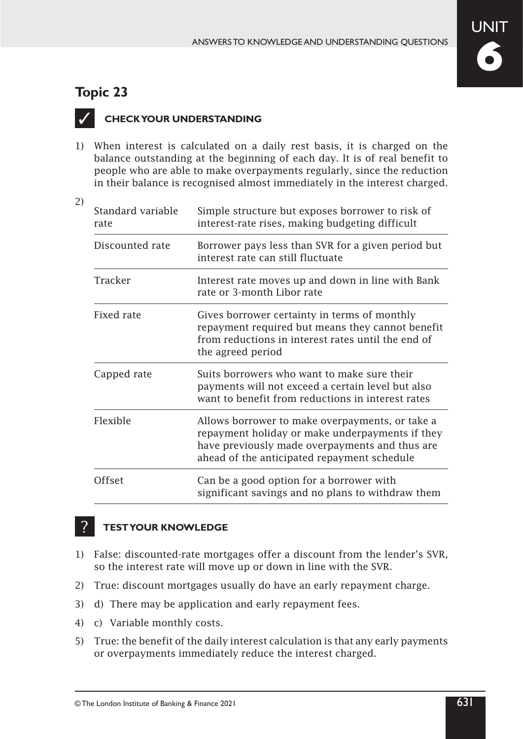## Topic 23

### ✓ CHECK YOUR UNDERSTANDING

1) When interest is calculated on a daily rest basis, it is charged on the balance outstanding at the beginning of each day. It is of real benefit to people who are able to make overpayments regularly, since the reduction in their balance is recognised almost immediately in the interest charged.

2)

| | |
|---|---|
| Standard variable rate | Simple structure but exposes borrower to risk of interest-rate rises, making budgeting difficult |
| Discounted rate | Borrower pays less than SVR for a given period but interest rate can still fluctuate |
| Tracker | Interest rate moves up and down in line with Bank rate or 3-month Libor rate |
| Fixed rate | Gives borrower certainty in terms of monthly repayment required but means they cannot benefit from reductions in interest rates until the end of the agreed period |
| Capped rate | Suits borrowers who want to make sure their payments will not exceed a certain level but also want to benefit from reductions in interest rates |
| Flexible | Allows borrower to make overpayments, or take a repayment holiday or make underpayments if they have previously made overpayments and thus are ahead of the anticipated repayment schedule |
| Offset | Can be a good option for a borrower with significant savings and no plans to withdraw them |

### ? TEST YOUR KNOWLEDGE

1) False: discounted-rate mortgages offer a discount from the lender's SVR, so the interest rate will move up or down in line with the SVR.
2) True: discount mortgages usually do have an early repayment charge.
3) d) There may be application and early repayment fees.
4) c) Variable monthly costs.
5) True: the benefit of the daily interest calculation is that any early payments or overpayments immediately reduce the interest charged.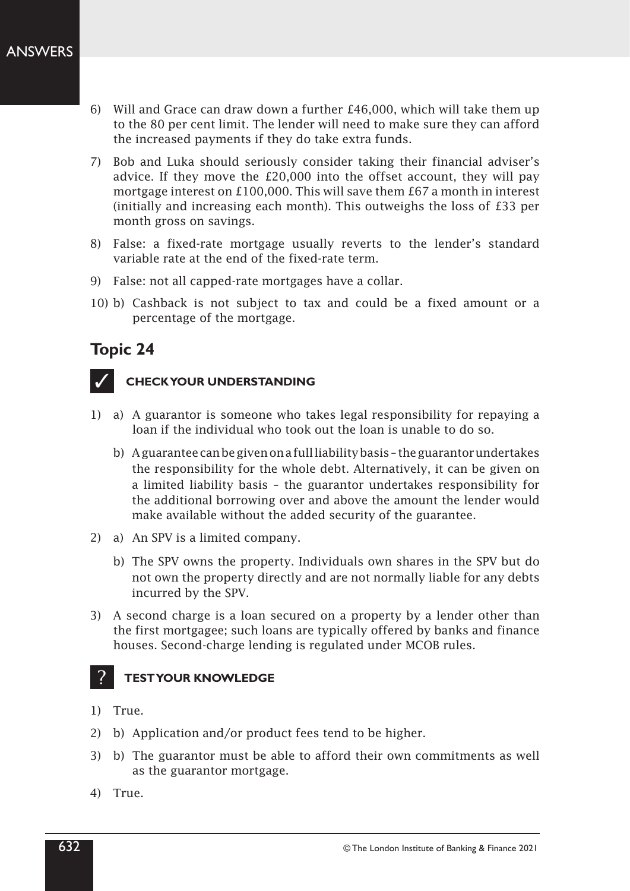6) Will and Grace can draw down a further £46,000, which will take them up to the 80 per cent limit. The lender will need to make sure they can afford the increased payments if they do take extra funds.

7) Bob and Luka should seriously consider taking their financial adviser's advice. If they move the £20,000 into the offset account, they will pay mortgage interest on £100,000. This will save them £67 a month in interest (initially and increasing each month). This outweighs the loss of £33 per month gross on savings.

8) False: a fixed-rate mortgage usually reverts to the lender's standard variable rate at the end of the fixed-rate term.

9) False: not all capped-rate mortgages have a collar.

10) b) Cashback is not subject to tax and could be a fixed amount or a percentage of the mortgage.

## Topic 24

### ✓ CHECK YOUR UNDERSTANDING

1) a) A guarantor is someone who takes legal responsibility for repaying a loan if the individual who took out the loan is unable to do so.

   b) A guarantee can be given on a full liability basis – the guarantor undertakes the responsibility for the whole debt. Alternatively, it can be given on a limited liability basis – the guarantor undertakes responsibility for the additional borrowing over and above the amount the lender would make available without the added security of the guarantee.

2) a) An SPV is a limited company.

   b) The SPV owns the property. Individuals own shares in the SPV but do not own the property directly and are not normally liable for any debts incurred by the SPV.

3) A second charge is a loan secured on a property by a lender other than the first mortgagee; such loans are typically offered by banks and finance houses. Second-charge lending is regulated under MCOB rules.

### ? TEST YOUR KNOWLEDGE

1) True.

2) b) Application and/or product fees tend to be higher.

3) b) The guarantor must be able to afford their own commitments as well as the guarantor mortgage.

4) True.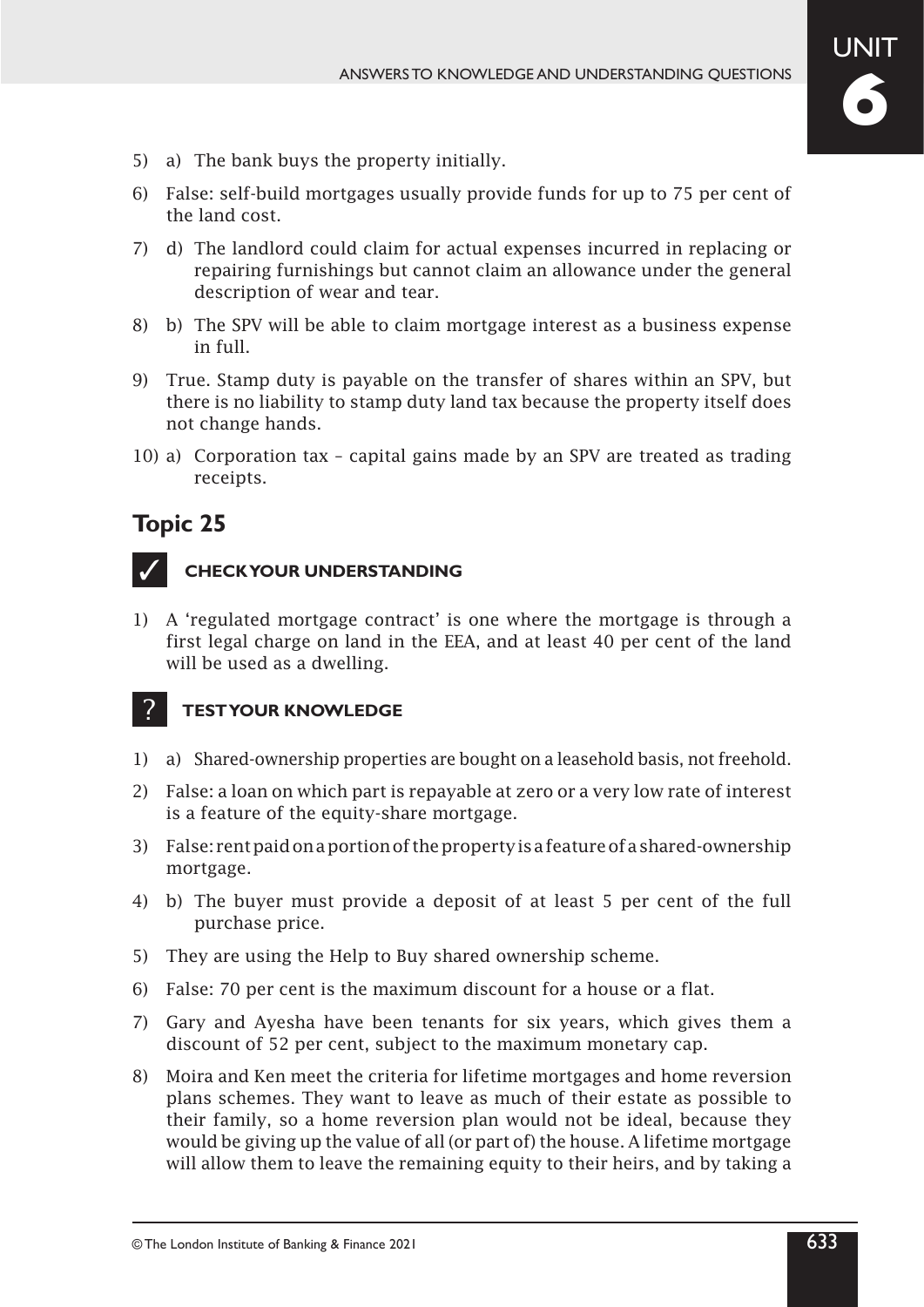5) a) The bank buys the property initially.

6) False: self-build mortgages usually provide funds for up to 75 per cent of the land cost.

7) d) The landlord could claim for actual expenses incurred in replacing or repairing furnishings but cannot claim an allowance under the general description of wear and tear.

8) b) The SPV will be able to claim mortgage interest as a business expense in full.

9) True. Stamp duty is payable on the transfer of shares within an SPV, but there is no liability to stamp duty land tax because the property itself does not change hands.

10) a) Corporation tax – capital gains made by an SPV are treated as trading receipts.

## Topic 25

### ✓ CHECK YOUR UNDERSTANDING

1) A 'regulated mortgage contract' is one where the mortgage is through a first legal charge on land in the EEA, and at least 40 per cent of the land will be used as a dwelling.

### ? TEST YOUR KNOWLEDGE

1) a) Shared-ownership properties are bought on a leasehold basis, not freehold.

2) False: a loan on which part is repayable at zero or a very low rate of interest is a feature of the equity-share mortgage.

3) False: rent paid on a portion of the property is a feature of a shared-ownership mortgage.

4) b) The buyer must provide a deposit of at least 5 per cent of the full purchase price.

5) They are using the Help to Buy shared ownership scheme.

6) False: 70 per cent is the maximum discount for a house or a flat.

7) Gary and Ayesha have been tenants for six years, which gives them a discount of 52 per cent, subject to the maximum monetary cap.

8) Moira and Ken meet the criteria for lifetime mortgages and home reversion plans schemes. They want to leave as much of their estate as possible to their family, so a home reversion plan would not be ideal, because they would be giving up the value of all (or part of) the house. A lifetime mortgage will allow them to leave the remaining equity to their heirs, and by taking a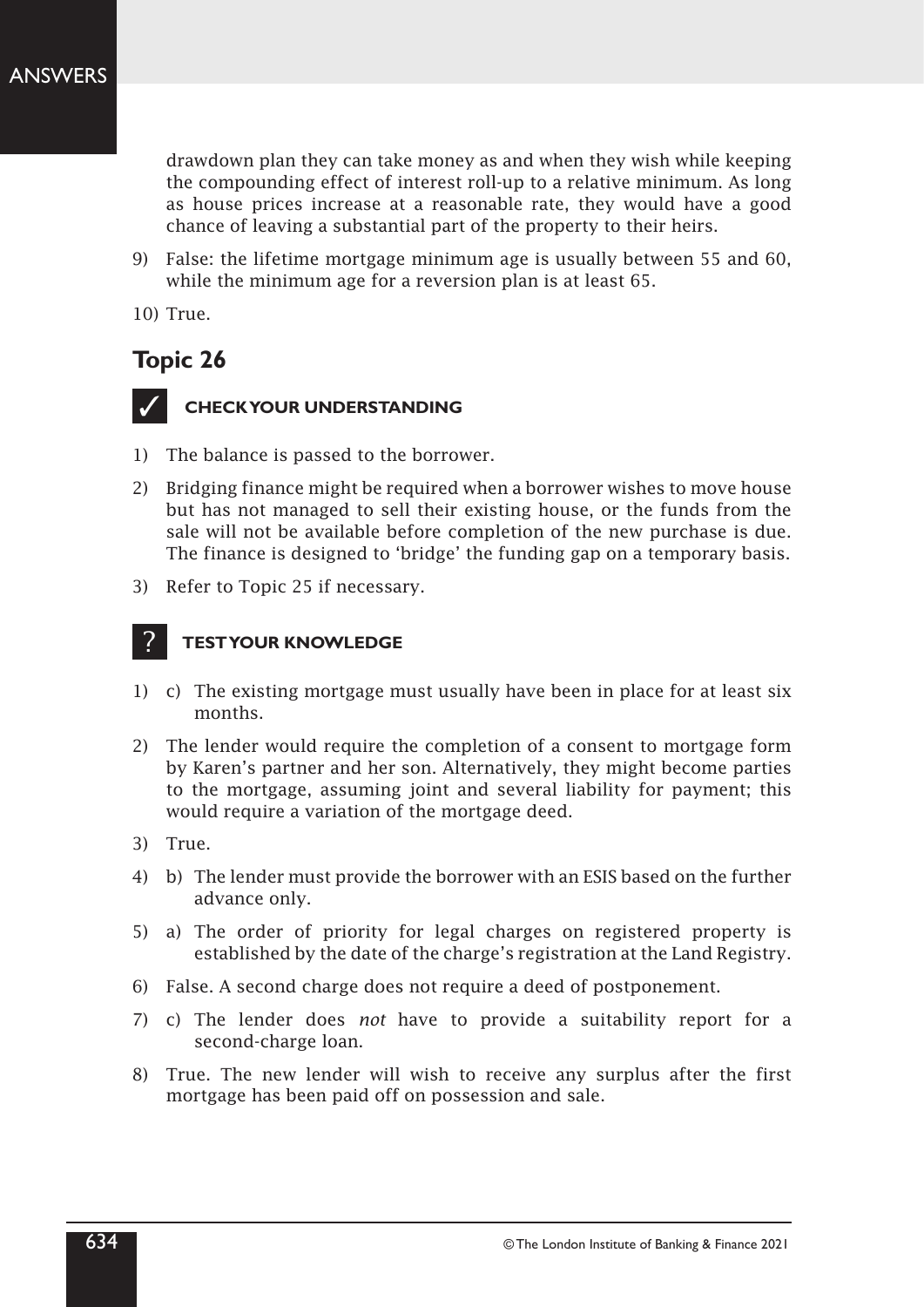drawdown plan they can take money as and when they wish while keeping the compounding effect of interest roll-up to a relative minimum. As long as house prices increase at a reasonable rate, they would have a good chance of leaving a substantial part of the property to their heirs.

9) False: the lifetime mortgage minimum age is usually between 55 and 60, while the minimum age for a reversion plan is at least 65.

10) True.

## Topic 26

### ✓ CHECK YOUR UNDERSTANDING

1) The balance is passed to the borrower.

2) Bridging finance might be required when a borrower wishes to move house but has not managed to sell their existing house, or the funds from the sale will not be available before completion of the new purchase is due. The finance is designed to 'bridge' the funding gap on a temporary basis.

3) Refer to Topic 25 if necessary.

### ? TEST YOUR KNOWLEDGE

1) c) The existing mortgage must usually have been in place for at least six months.

2) The lender would require the completion of a consent to mortgage form by Karen's partner and her son. Alternatively, they might become parties to the mortgage, assuming joint and several liability for payment; this would require a variation of the mortgage deed.

3) True.

4) b) The lender must provide the borrower with an ESIS based on the further advance only.

5) a) The order of priority for legal charges on registered property is established by the date of the charge's registration at the Land Registry.

6) False. A second charge does not require a deed of postponement.

7) c) The lender does *not* have to provide a suitability report for a second-charge loan.

8) True. The new lender will wish to receive any surplus after the first mortgage has been paid off on possession and sale.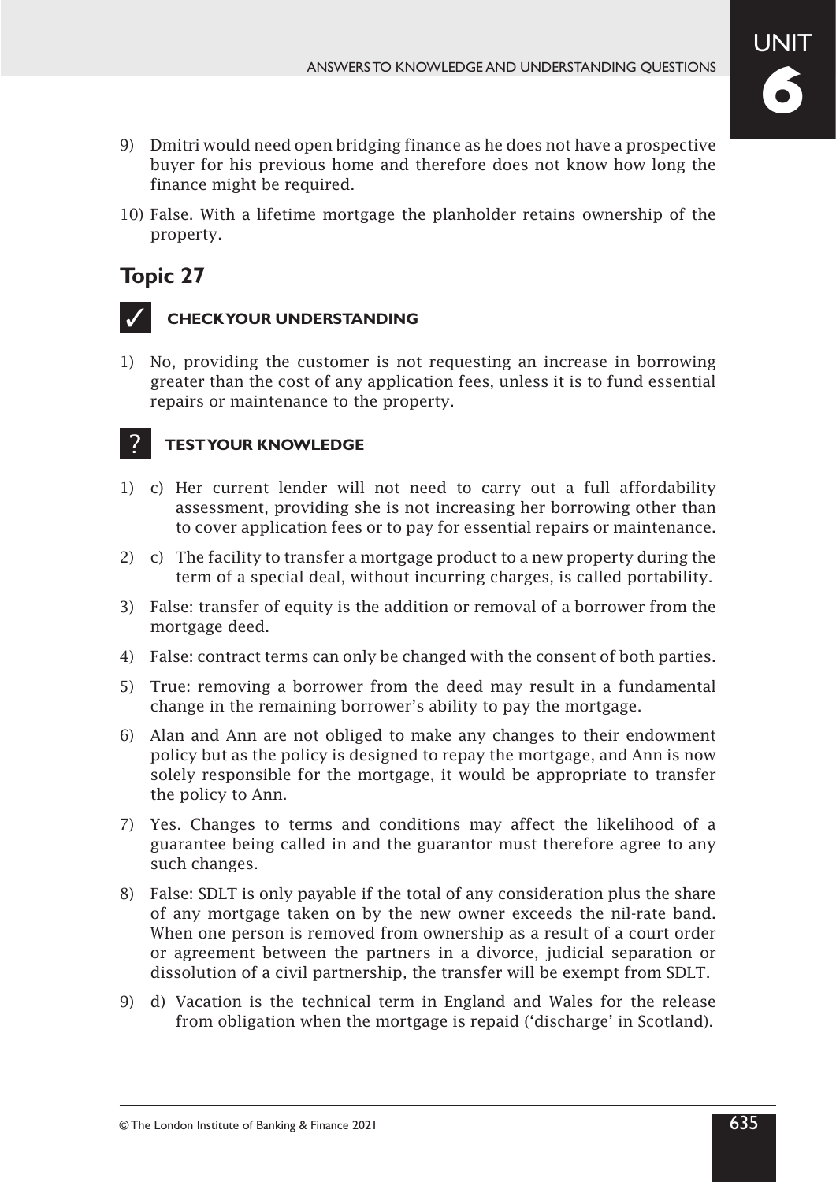9) Dmitri would need open bridging finance as he does not have a prospective buyer for his previous home and therefore does not know how long the finance might be required.

10) False. With a lifetime mortgage the planholder retains ownership of the property.

## Topic 27

### ✓ CHECK YOUR UNDERSTANDING

1) No, providing the customer is not requesting an increase in borrowing greater than the cost of any application fees, unless it is to fund essential repairs or maintenance to the property.

### ? TEST YOUR KNOWLEDGE

1) c) Her current lender will not need to carry out a full affordability assessment, providing she is not increasing her borrowing other than to cover application fees or to pay for essential repairs or maintenance.

2) c) The facility to transfer a mortgage product to a new property during the term of a special deal, without incurring charges, is called portability.

3) False: transfer of equity is the addition or removal of a borrower from the mortgage deed.

4) False: contract terms can only be changed with the consent of both parties.

5) True: removing a borrower from the deed may result in a fundamental change in the remaining borrower's ability to pay the mortgage.

6) Alan and Ann are not obliged to make any changes to their endowment policy but as the policy is designed to repay the mortgage, and Ann is now solely responsible for the mortgage, it would be appropriate to transfer the policy to Ann.

7) Yes. Changes to terms and conditions may affect the likelihood of a guarantee being called in and the guarantor must therefore agree to any such changes.

8) False: SDLT is only payable if the total of any consideration plus the share of any mortgage taken on by the new owner exceeds the nil-rate band. When one person is removed from ownership as a result of a court order or agreement between the partners in a divorce, judicial separation or dissolution of a civil partnership, the transfer will be exempt from SDLT.

9) d) Vacation is the technical term in England and Wales for the release from obligation when the mortgage is repaid ('discharge' in Scotland).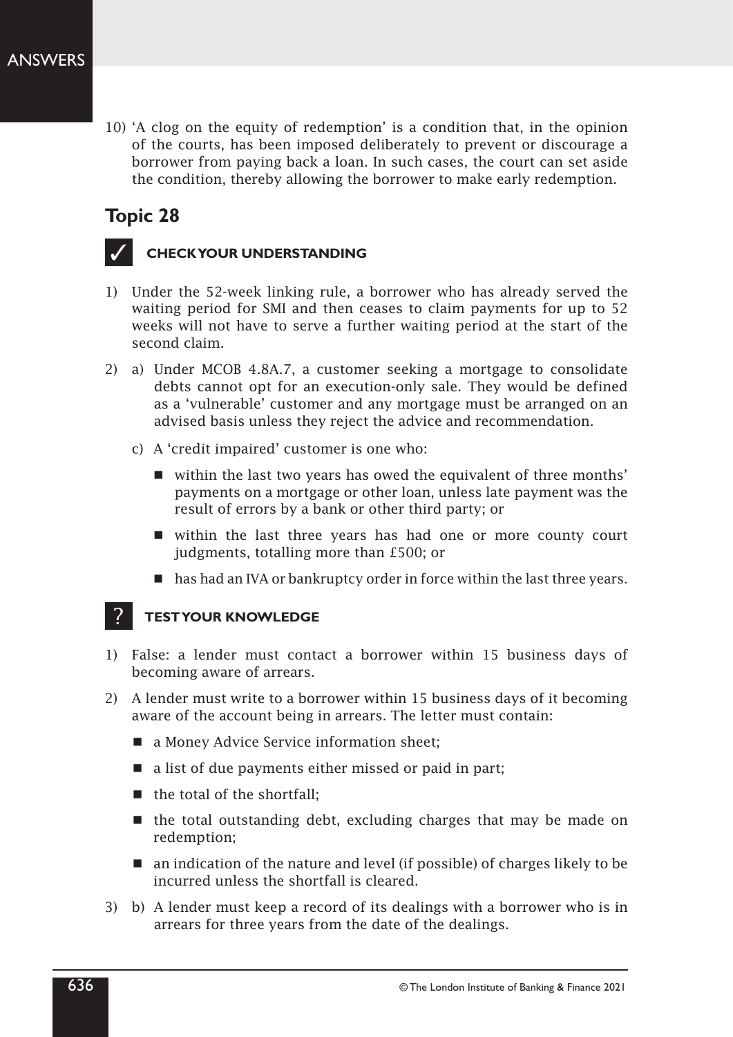10) 'A clog on the equity of redemption' is a condition that, in the opinion of the courts, has been imposed deliberately to prevent or discourage a borrower from paying back a loan. In such cases, the court can set aside the condition, thereby allowing the borrower to make early redemption.

## Topic 28

### ✓ CHECK YOUR UNDERSTANDING

1) Under the 52-week linking rule, a borrower who has already served the waiting period for SMI and then ceases to claim payments for up to 52 weeks will not have to serve a further waiting period at the start of the second claim.

2) a) Under MCOB 4.8A.7, a customer seeking a mortgage to consolidate debts cannot opt for an execution-only sale. They would be defined as a 'vulnerable' customer and any mortgage must be arranged on an advised basis unless they reject the advice and recommendation.

   c) A 'credit impaired' customer is one who:

   - within the last two years has owed the equivalent of three months' payments on a mortgage or other loan, unless late payment was the result of errors by a bank or other third party; or
   - within the last three years has had one or more county court judgments, totalling more than £500; or
   - has had an IVA or bankruptcy order in force within the last three years.

### ? TEST YOUR KNOWLEDGE

1) False: a lender must contact a borrower within 15 business days of becoming aware of arrears.

2) A lender must write to a borrower within 15 business days of it becoming aware of the account being in arrears. The letter must contain:

   - a Money Advice Service information sheet;
   - a list of due payments either missed or paid in part;
   - the total of the shortfall;
   - the total outstanding debt, excluding charges that may be made on redemption;
   - an indication of the nature and level (if possible) of charges likely to be incurred unless the shortfall is cleared.

3) b) A lender must keep a record of its dealings with a borrower who is in arrears for three years from the date of the dealings.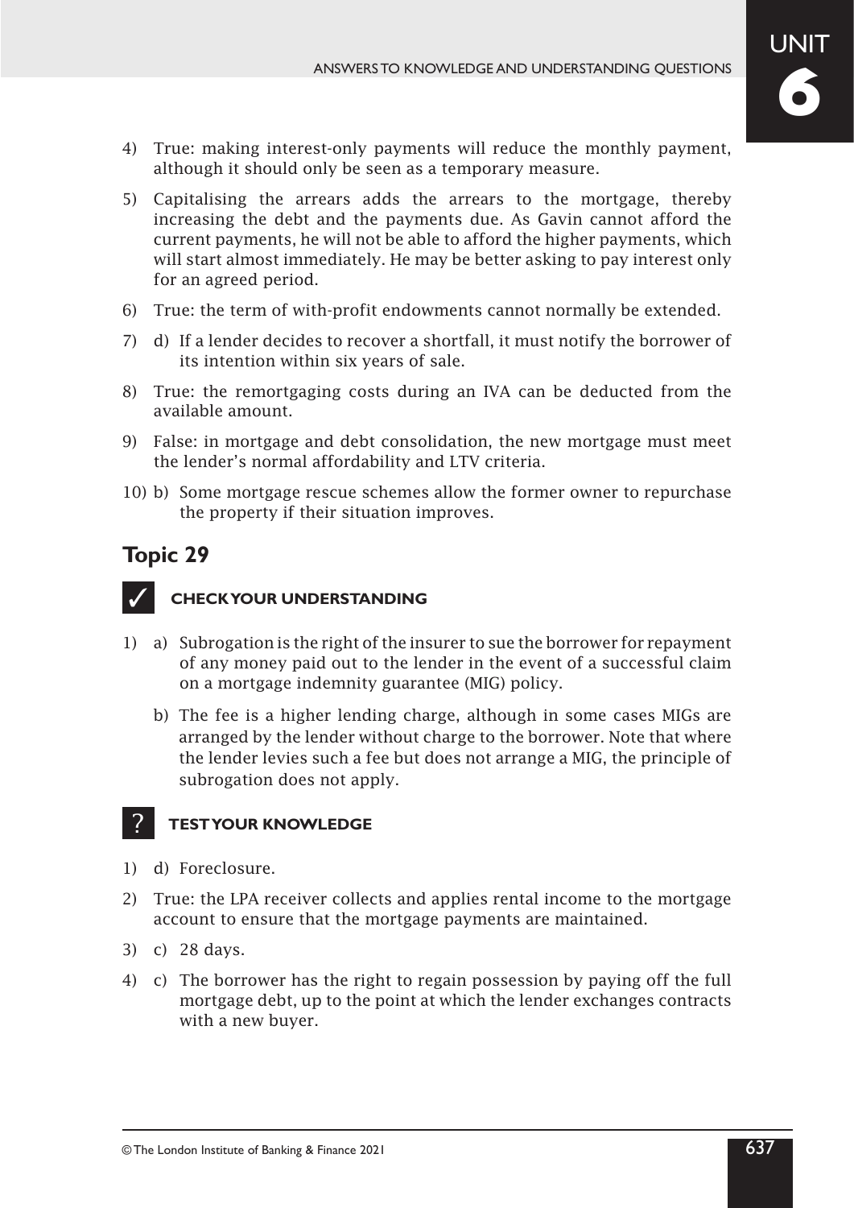4) True: making interest-only payments will reduce the monthly payment, although it should only be seen as a temporary measure.

5) Capitalising the arrears adds the arrears to the mortgage, thereby increasing the debt and the payments due. As Gavin cannot afford the current payments, he will not be able to afford the higher payments, which will start almost immediately. He may be better asking to pay interest only for an agreed period.

6) True: the term of with-profit endowments cannot normally be extended.

7) d) If a lender decides to recover a shortfall, it must notify the borrower of its intention within six years of sale.

8) True: the remortgaging costs during an IVA can be deducted from the available amount.

9) False: in mortgage and debt consolidation, the new mortgage must meet the lender's normal affordability and LTV criteria.

10) b) Some mortgage rescue schemes allow the former owner to repurchase the property if their situation improves.

## Topic 29

### ✓ CHECK YOUR UNDERSTANDING

1) a) Subrogation is the right of the insurer to sue the borrower for repayment of any money paid out to the lender in the event of a successful claim on a mortgage indemnity guarantee (MIG) policy.

   b) The fee is a higher lending charge, although in some cases MIGs are arranged by the lender without charge to the borrower. Note that where the lender levies such a fee but does not arrange a MIG, the principle of subrogation does not apply.

### ? TEST YOUR KNOWLEDGE

1) d) Foreclosure.

2) True: the LPA receiver collects and applies rental income to the mortgage account to ensure that the mortgage payments are maintained.

3) c) 28 days.

4) c) The borrower has the right to regain possession by paying off the full mortgage debt, up to the point at which the lender exchanges contracts with a new buyer.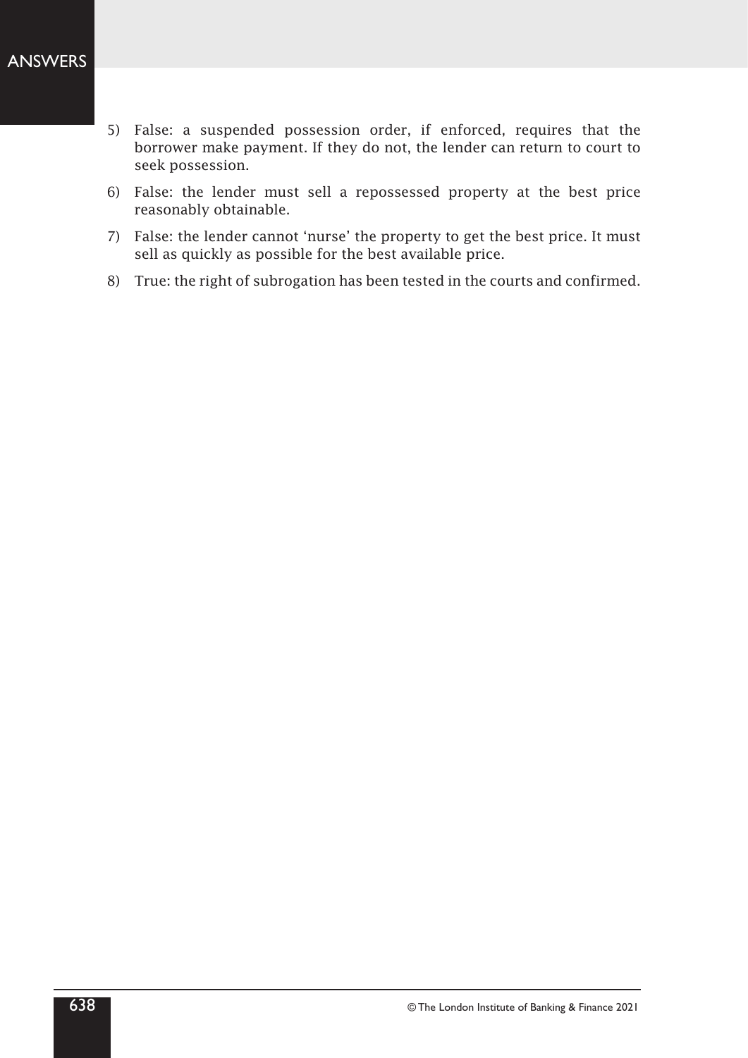5) False: a suspended possession order, if enforced, requires that the borrower make payment. If they do not, the lender can return to court to seek possession.

6) False: the lender must sell a repossessed property at the best price reasonably obtainable.

7) False: the lender cannot 'nurse' the property to get the best price. It must sell as quickly as possible for the best available price.

8) True: the right of subrogation has been tested in the courts and confirmed.